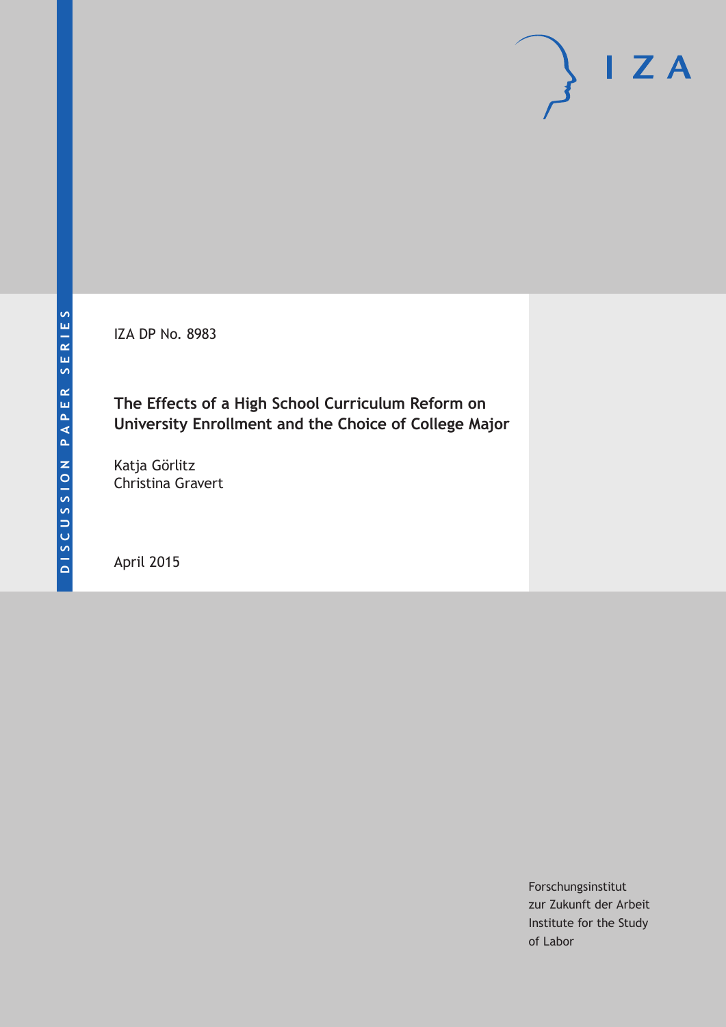IZA DP No. 8983

# The Effects of a High School Curriculum Reform on University Enrollment and the Choice of College Major

Katja Görlitz
Christina Gravert

April 2015

Forschungsinstitut
zur Zukunft der Arbeit
Institute for the Study
of Labor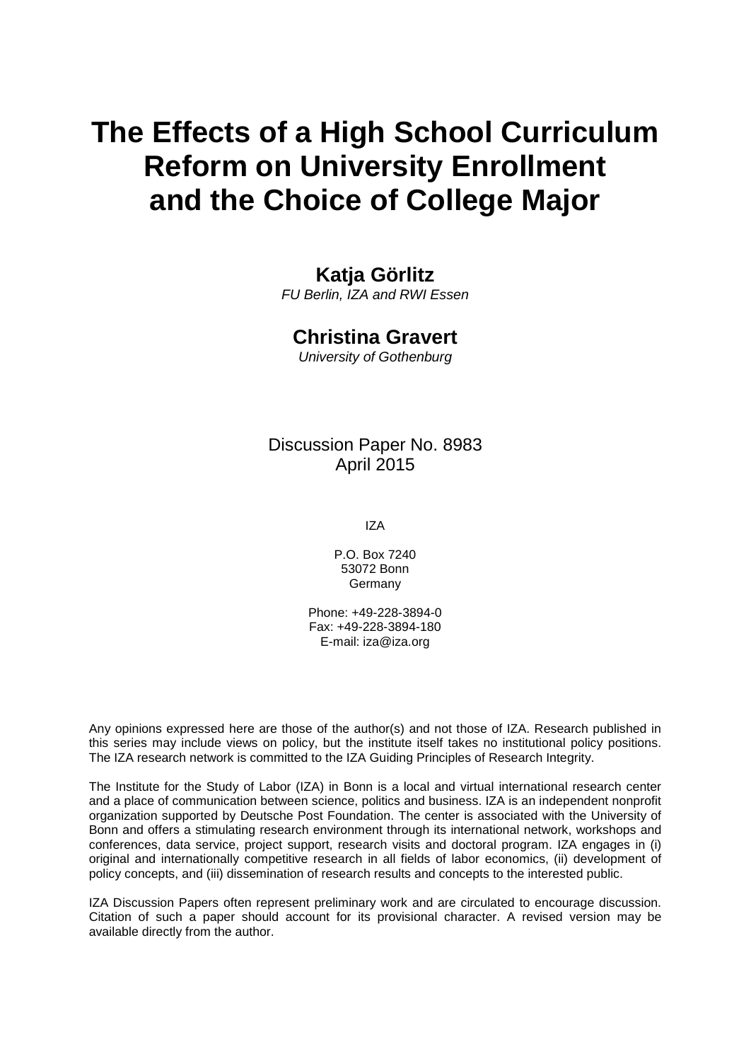# The Effects of a High School Curriculum Reform on University Enrollment and the Choice of College Major

**Katja Görlitz**

*FU Berlin, IZA and RWI Essen*

**Christina Gravert**

*University of Gothenburg*

Discussion Paper No. 8983
April 2015

IZA

P.O. Box 7240
53072 Bonn
Germany

Phone: +49-228-3894-0
Fax: +49-228-3894-180
E-mail: iza@iza.org

Any opinions expressed here are those of the author(s) and not those of IZA. Research published in this series may include views on policy, but the institute itself takes no institutional policy positions. The IZA research network is committed to the IZA Guiding Principles of Research Integrity.

The Institute for the Study of Labor (IZA) in Bonn is a local and virtual international research center and a place of communication between science, politics and business. IZA is an independent nonprofit organization supported by Deutsche Post Foundation. The center is associated with the University of Bonn and offers a stimulating research environment through its international network, workshops and conferences, data service, project support, research visits and doctoral program. IZA engages in (i) original and internationally competitive research in all fields of labor economics, (ii) development of policy concepts, and (iii) dissemination of research results and concepts to the interested public.

IZA Discussion Papers often represent preliminary work and are circulated to encourage discussion. Citation of such a paper should account for its provisional character. A revised version may be available directly from the author.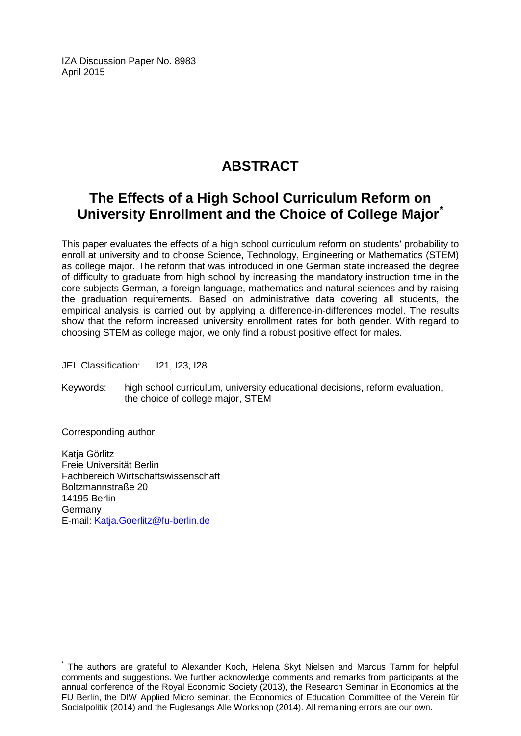IZA Discussion Paper No. 8983
April 2015

# ABSTRACT

## The Effects of a High School Curriculum Reform on University Enrollment and the Choice of College Major[*]

This paper evaluates the effects of a high school curriculum reform on students' probability to enroll at university and to choose Science, Technology, Engineering or Mathematics (STEM) as college major. The reform that was introduced in one German state increased the degree of difficulty to graduate from high school by increasing the mandatory instruction time in the core subjects German, a foreign language, mathematics and natural sciences and by raising the graduation requirements. Based on administrative data covering all students, the empirical analysis is carried out by applying a difference-in-differences model. The results show that the reform increased university enrollment rates for both gender. With regard to choosing STEM as college major, we only find a robust positive effect for males.

JEL Classification: I21, I23, I28

Keywords: high school curriculum, university educational decisions, reform evaluation, the choice of college major, STEM

Corresponding author:

Katja Görlitz
Freie Universität Berlin
Fachbereich Wirtschaftswissenschaft
Boltzmannstraße 20
14195 Berlin
Germany
E-mail: Katja.Goerlitz@fu-berlin.de

[*] The authors are grateful to Alexander Koch, Helena Skyt Nielsen and Marcus Tamm for helpful comments and suggestions. We further acknowledge comments and remarks from participants at the annual conference of the Royal Economic Society (2013), the Research Seminar in Economics at the FU Berlin, the DIW Applied Micro seminar, the Economics of Education Committee of the Verein für Socialpolitik (2014) and the Fuglesangs Alle Workshop (2014). All remaining errors are our own.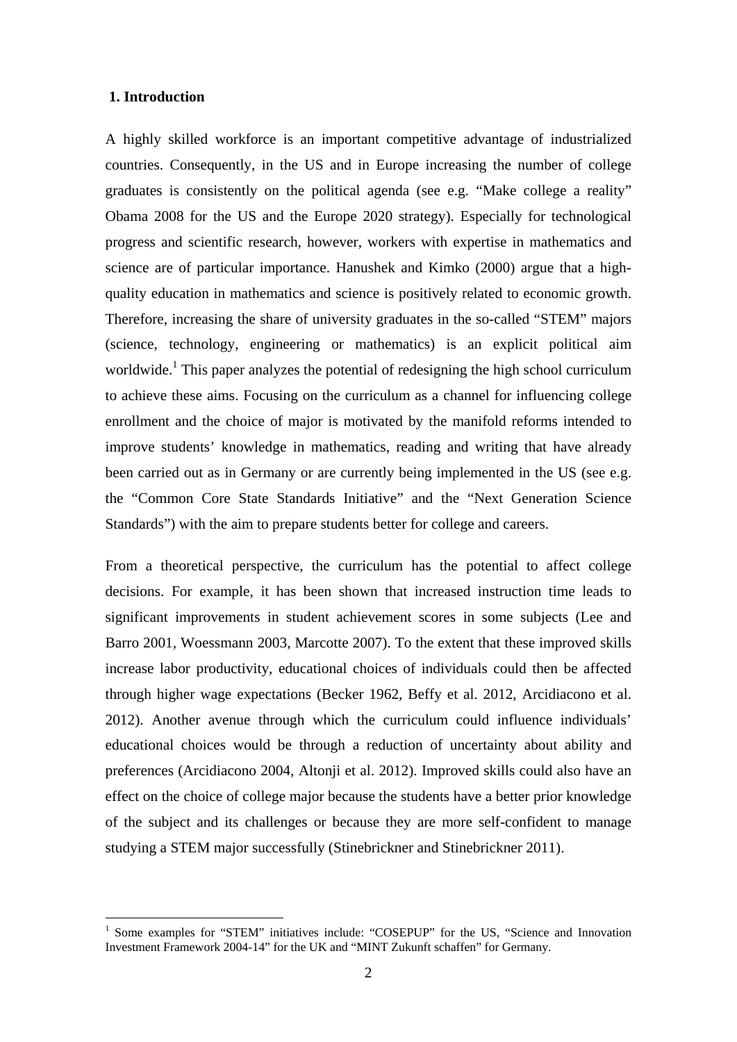## 1. Introduction

A highly skilled workforce is an important competitive advantage of industrialized countries. Consequently, in the US and in Europe increasing the number of college graduates is consistently on the political agenda (see e.g. "Make college a reality" Obama 2008 for the US and the Europe 2020 strategy). Especially for technological progress and scientific research, however, workers with expertise in mathematics and science are of particular importance. Hanushek and Kimko (2000) argue that a high-quality education in mathematics and science is positively related to economic growth. Therefore, increasing the share of university graduates in the so-called "STEM" majors (science, technology, engineering or mathematics) is an explicit political aim worldwide.[1] This paper analyzes the potential of redesigning the high school curriculum to achieve these aims. Focusing on the curriculum as a channel for influencing college enrollment and the choice of major is motivated by the manifold reforms intended to improve students' knowledge in mathematics, reading and writing that have already been carried out as in Germany or are currently being implemented in the US (see e.g. the "Common Core State Standards Initiative" and the "Next Generation Science Standards") with the aim to prepare students better for college and careers.

From a theoretical perspective, the curriculum has the potential to affect college decisions. For example, it has been shown that increased instruction time leads to significant improvements in student achievement scores in some subjects (Lee and Barro 2001, Woessmann 2003, Marcotte 2007). To the extent that these improved skills increase labor productivity, educational choices of individuals could then be affected through higher wage expectations (Becker 1962, Beffy et al. 2012, Arcidiacono et al. 2012). Another avenue through which the curriculum could influence individuals' educational choices would be through a reduction of uncertainty about ability and preferences (Arcidiacono 2004, Altonji et al. 2012). Improved skills could also have an effect on the choice of college major because the students have a better prior knowledge of the subject and its challenges or because they are more self-confident to manage studying a STEM major successfully (Stinebrickner and Stinebrickner 2011).

[1] Some examples for "STEM" initiatives include: "COSEPUP" for the US, "Science and Innovation Investment Framework 2004-14" for the UK and "MINT Zukunft schaffen" for Germany.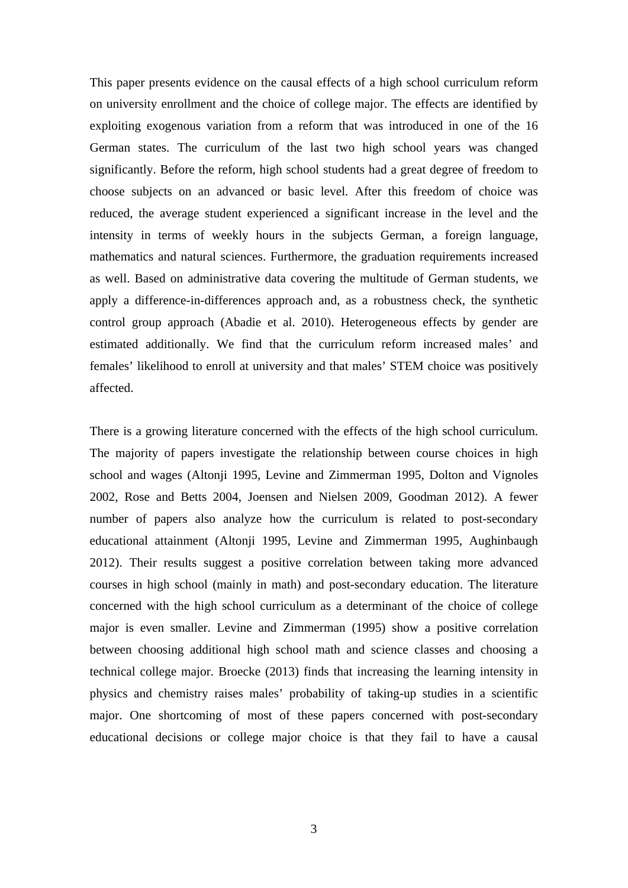This paper presents evidence on the causal effects of a high school curriculum reform on university enrollment and the choice of college major. The effects are identified by exploiting exogenous variation from a reform that was introduced in one of the 16 German states. The curriculum of the last two high school years was changed significantly. Before the reform, high school students had a great degree of freedom to choose subjects on an advanced or basic level. After this freedom of choice was reduced, the average student experienced a significant increase in the level and the intensity in terms of weekly hours in the subjects German, a foreign language, mathematics and natural sciences. Furthermore, the graduation requirements increased as well. Based on administrative data covering the multitude of German students, we apply a difference-in-differences approach and, as a robustness check, the synthetic control group approach (Abadie et al. 2010). Heterogeneous effects by gender are estimated additionally. We find that the curriculum reform increased males' and females' likelihood to enroll at university and that males' STEM choice was positively affected.

There is a growing literature concerned with the effects of the high school curriculum. The majority of papers investigate the relationship between course choices in high school and wages (Altonji 1995, Levine and Zimmerman 1995, Dolton and Vignoles 2002, Rose and Betts 2004, Joensen and Nielsen 2009, Goodman 2012). A fewer number of papers also analyze how the curriculum is related to post-secondary educational attainment (Altonji 1995, Levine and Zimmerman 1995, Aughinbaugh 2012). Their results suggest a positive correlation between taking more advanced courses in high school (mainly in math) and post-secondary education. The literature concerned with the high school curriculum as a determinant of the choice of college major is even smaller. Levine and Zimmerman (1995) show a positive correlation between choosing additional high school math and science classes and choosing a technical college major. Broecke (2013) finds that increasing the learning intensity in physics and chemistry raises males' probability of taking-up studies in a scientific major. One shortcoming of most of these papers concerned with post-secondary educational decisions or college major choice is that they fail to have a causal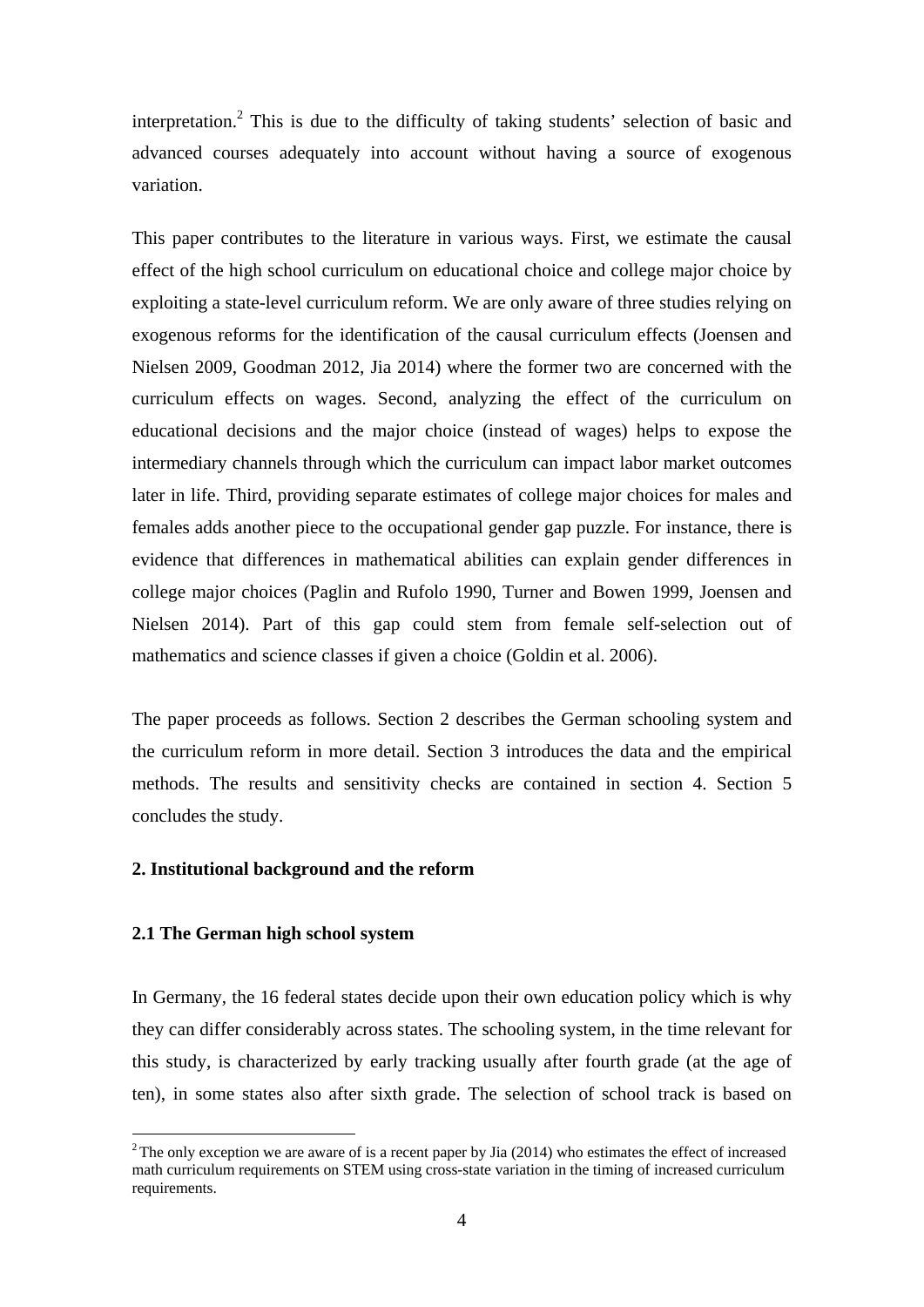interpretation.[2] This is due to the difficulty of taking students' selection of basic and advanced courses adequately into account without having a source of exogenous variation.

This paper contributes to the literature in various ways. First, we estimate the causal effect of the high school curriculum on educational choice and college major choice by exploiting a state-level curriculum reform. We are only aware of three studies relying on exogenous reforms for the identification of the causal curriculum effects (Joensen and Nielsen 2009, Goodman 2012, Jia 2014) where the former two are concerned with the curriculum effects on wages. Second, analyzing the effect of the curriculum on educational decisions and the major choice (instead of wages) helps to expose the intermediary channels through which the curriculum can impact labor market outcomes later in life. Third, providing separate estimates of college major choices for males and females adds another piece to the occupational gender gap puzzle. For instance, there is evidence that differences in mathematical abilities can explain gender differences in college major choices (Paglin and Rufolo 1990, Turner and Bowen 1999, Joensen and Nielsen 2014). Part of this gap could stem from female self-selection out of mathematics and science classes if given a choice (Goldin et al. 2006).

The paper proceeds as follows. Section 2 describes the German schooling system and the curriculum reform in more detail. Section 3 introduces the data and the empirical methods. The results and sensitivity checks are contained in section 4. Section 5 concludes the study.

## 2. Institutional background and the reform

### 2.1 The German high school system

In Germany, the 16 federal states decide upon their own education policy which is why they can differ considerably across states. The schooling system, in the time relevant for this study, is characterized by early tracking usually after fourth grade (at the age of ten), in some states also after sixth grade. The selection of school track is based on

[2] The only exception we are aware of is a recent paper by Jia (2014) who estimates the effect of increased math curriculum requirements on STEM using cross-state variation in the timing of increased curriculum requirements.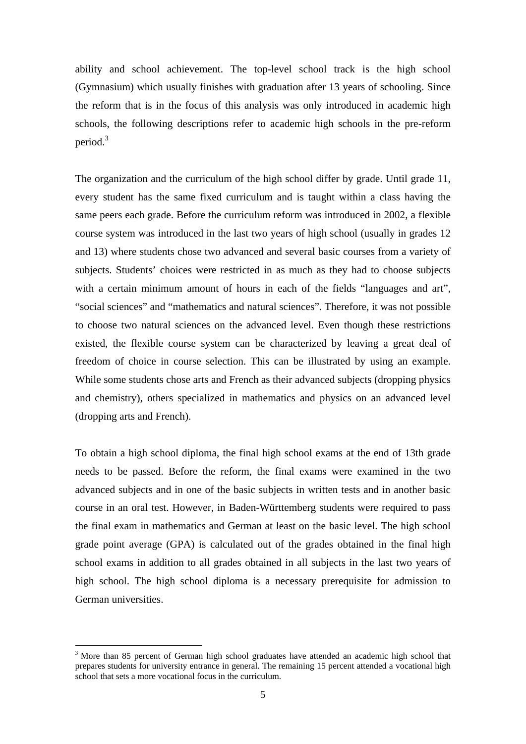ability and school achievement. The top-level school track is the high school (Gymnasium) which usually finishes with graduation after 13 years of schooling. Since the reform that is in the focus of this analysis was only introduced in academic high schools, the following descriptions refer to academic high schools in the pre-reform period.[3]

The organization and the curriculum of the high school differ by grade. Until grade 11, every student has the same fixed curriculum and is taught within a class having the same peers each grade. Before the curriculum reform was introduced in 2002, a flexible course system was introduced in the last two years of high school (usually in grades 12 and 13) where students chose two advanced and several basic courses from a variety of subjects. Students' choices were restricted in as much as they had to choose subjects with a certain minimum amount of hours in each of the fields "languages and art", "social sciences" and "mathematics and natural sciences". Therefore, it was not possible to choose two natural sciences on the advanced level. Even though these restrictions existed, the flexible course system can be characterized by leaving a great deal of freedom of choice in course selection. This can be illustrated by using an example. While some students chose arts and French as their advanced subjects (dropping physics and chemistry), others specialized in mathematics and physics on an advanced level (dropping arts and French).

To obtain a high school diploma, the final high school exams at the end of 13th grade needs to be passed. Before the reform, the final exams were examined in the two advanced subjects and in one of the basic subjects in written tests and in another basic course in an oral test. However, in Baden-Württemberg students were required to pass the final exam in mathematics and German at least on the basic level. The high school grade point average (GPA) is calculated out of the grades obtained in the final high school exams in addition to all grades obtained in all subjects in the last two years of high school. The high school diploma is a necessary prerequisite for admission to German universities.

[3] More than 85 percent of German high school graduates have attended an academic high school that prepares students for university entrance in general. The remaining 15 percent attended a vocational high school that sets a more vocational focus in the curriculum.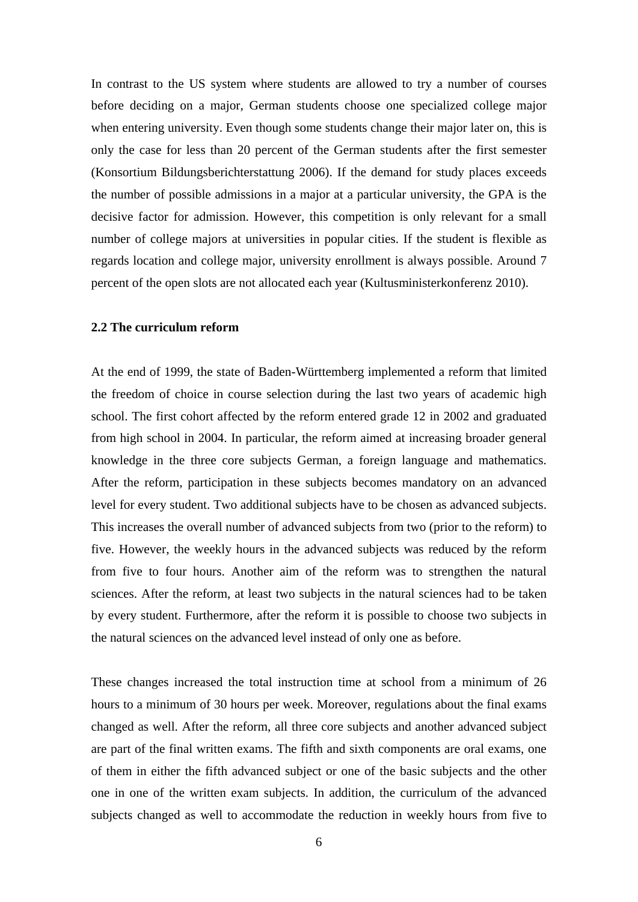In contrast to the US system where students are allowed to try a number of courses before deciding on a major, German students choose one specialized college major when entering university. Even though some students change their major later on, this is only the case for less than 20 percent of the German students after the first semester (Konsortium Bildungsberichterstattung 2006). If the demand for study places exceeds the number of possible admissions in a major at a particular university, the GPA is the decisive factor for admission. However, this competition is only relevant for a small number of college majors at universities in popular cities. If the student is flexible as regards location and college major, university enrollment is always possible. Around 7 percent of the open slots are not allocated each year (Kultusministerkonferenz 2010).

### 2.2 The curriculum reform

At the end of 1999, the state of Baden-Württemberg implemented a reform that limited the freedom of choice in course selection during the last two years of academic high school. The first cohort affected by the reform entered grade 12 in 2002 and graduated from high school in 2004. In particular, the reform aimed at increasing broader general knowledge in the three core subjects German, a foreign language and mathematics. After the reform, participation in these subjects becomes mandatory on an advanced level for every student. Two additional subjects have to be chosen as advanced subjects. This increases the overall number of advanced subjects from two (prior to the reform) to five. However, the weekly hours in the advanced subjects was reduced by the reform from five to four hours. Another aim of the reform was to strengthen the natural sciences. After the reform, at least two subjects in the natural sciences had to be taken by every student. Furthermore, after the reform it is possible to choose two subjects in the natural sciences on the advanced level instead of only one as before.

These changes increased the total instruction time at school from a minimum of 26 hours to a minimum of 30 hours per week. Moreover, regulations about the final exams changed as well. After the reform, all three core subjects and another advanced subject are part of the final written exams. The fifth and sixth components are oral exams, one of them in either the fifth advanced subject or one of the basic subjects and the other one in one of the written exam subjects. In addition, the curriculum of the advanced subjects changed as well to accommodate the reduction in weekly hours from five to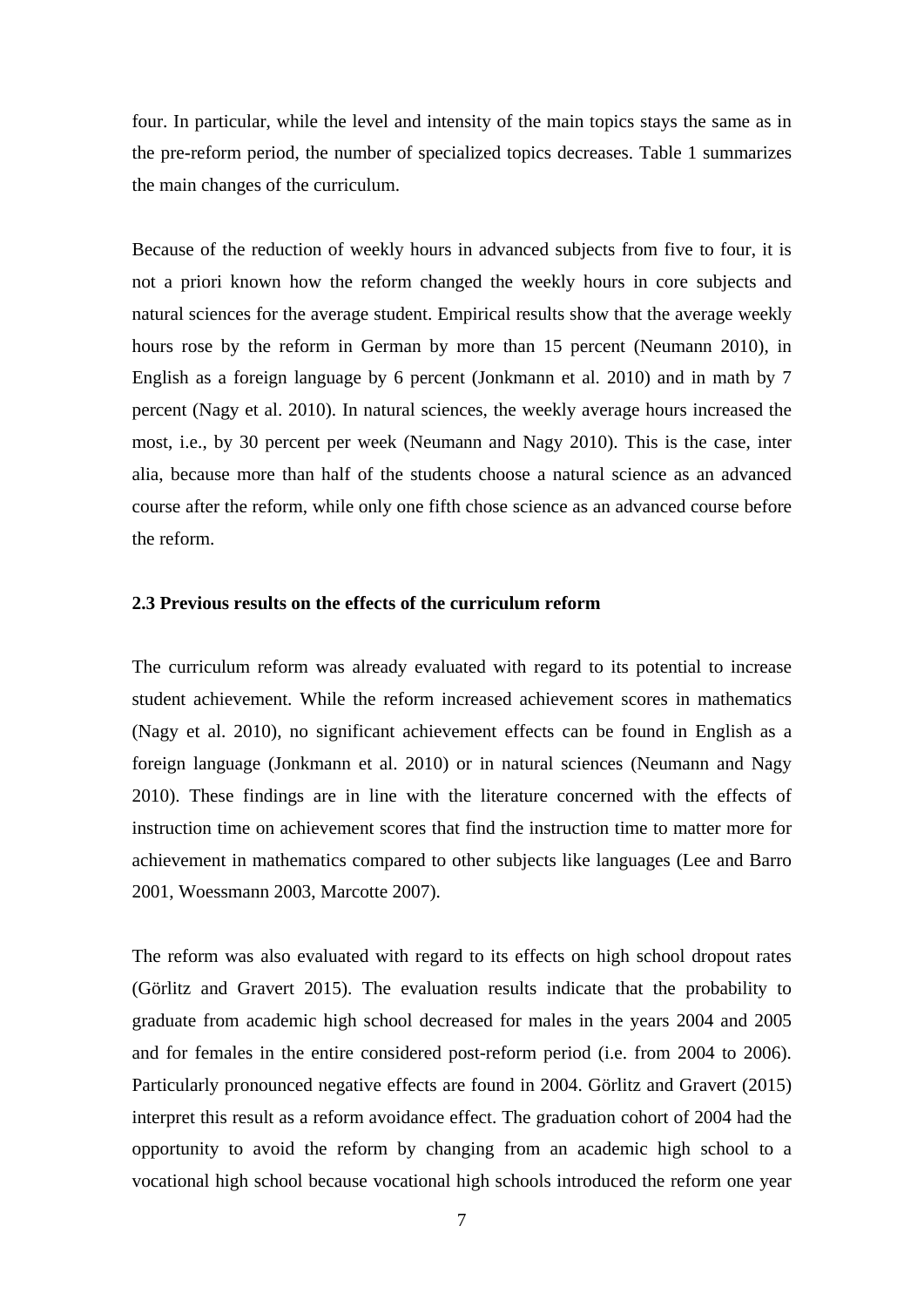four. In particular, while the level and intensity of the main topics stays the same as in the pre-reform period, the number of specialized topics decreases. Table 1 summarizes the main changes of the curriculum.

Because of the reduction of weekly hours in advanced subjects from five to four, it is not a priori known how the reform changed the weekly hours in core subjects and natural sciences for the average student. Empirical results show that the average weekly hours rose by the reform in German by more than 15 percent (Neumann 2010), in English as a foreign language by 6 percent (Jonkmann et al. 2010) and in math by 7 percent (Nagy et al. 2010). In natural sciences, the weekly average hours increased the most, i.e., by 30 percent per week (Neumann and Nagy 2010). This is the case, inter alia, because more than half of the students choose a natural science as an advanced course after the reform, while only one fifth chose science as an advanced course before the reform.

### 2.3 Previous results on the effects of the curriculum reform

The curriculum reform was already evaluated with regard to its potential to increase student achievement. While the reform increased achievement scores in mathematics (Nagy et al. 2010), no significant achievement effects can be found in English as a foreign language (Jonkmann et al. 2010) or in natural sciences (Neumann and Nagy 2010). These findings are in line with the literature concerned with the effects of instruction time on achievement scores that find the instruction time to matter more for achievement in mathematics compared to other subjects like languages (Lee and Barro 2001, Woessmann 2003, Marcotte 2007).

The reform was also evaluated with regard to its effects on high school dropout rates (Görlitz and Gravert 2015). The evaluation results indicate that the probability to graduate from academic high school decreased for males in the years 2004 and 2005 and for females in the entire considered post-reform period (i.e. from 2004 to 2006). Particularly pronounced negative effects are found in 2004. Görlitz and Gravert (2015) interpret this result as a reform avoidance effect. The graduation cohort of 2004 had the opportunity to avoid the reform by changing from an academic high school to a vocational high school because vocational high schools introduced the reform one year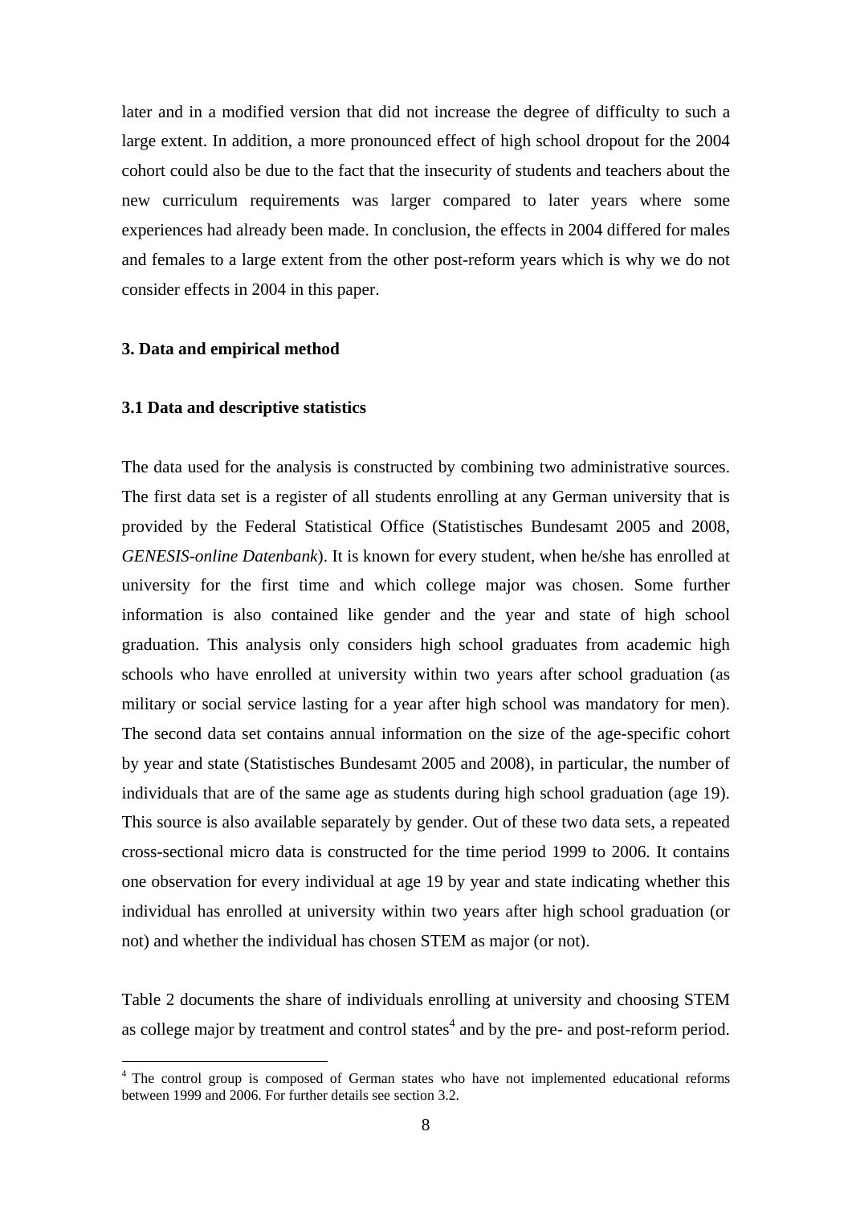later and in a modified version that did not increase the degree of difficulty to such a large extent. In addition, a more pronounced effect of high school dropout for the 2004 cohort could also be due to the fact that the insecurity of students and teachers about the new curriculum requirements was larger compared to later years where some experiences had already been made. In conclusion, the effects in 2004 differed for males and females to a large extent from the other post-reform years which is why we do not consider effects in 2004 in this paper.

## 3. Data and empirical method

### 3.1 Data and descriptive statistics

The data used for the analysis is constructed by combining two administrative sources. The first data set is a register of all students enrolling at any German university that is provided by the Federal Statistical Office (Statistisches Bundesamt 2005 and 2008, *GENESIS-online Datenbank*). It is known for every student, when he/she has enrolled at university for the first time and which college major was chosen. Some further information is also contained like gender and the year and state of high school graduation. This analysis only considers high school graduates from academic high schools who have enrolled at university within two years after school graduation (as military or social service lasting for a year after high school was mandatory for men). The second data set contains annual information on the size of the age-specific cohort by year and state (Statistisches Bundesamt 2005 and 2008), in particular, the number of individuals that are of the same age as students during high school graduation (age 19). This source is also available separately by gender. Out of these two data sets, a repeated cross-sectional micro data is constructed for the time period 1999 to 2006. It contains one observation for every individual at age 19 by year and state indicating whether this individual has enrolled at university within two years after high school graduation (or not) and whether the individual has chosen STEM as major (or not).

Table 2 documents the share of individuals enrolling at university and choosing STEM as college major by treatment and control states[4] and by the pre- and post-reform period.

[4] The control group is composed of German states who have not implemented educational reforms between 1999 and 2006. For further details see section 3.2.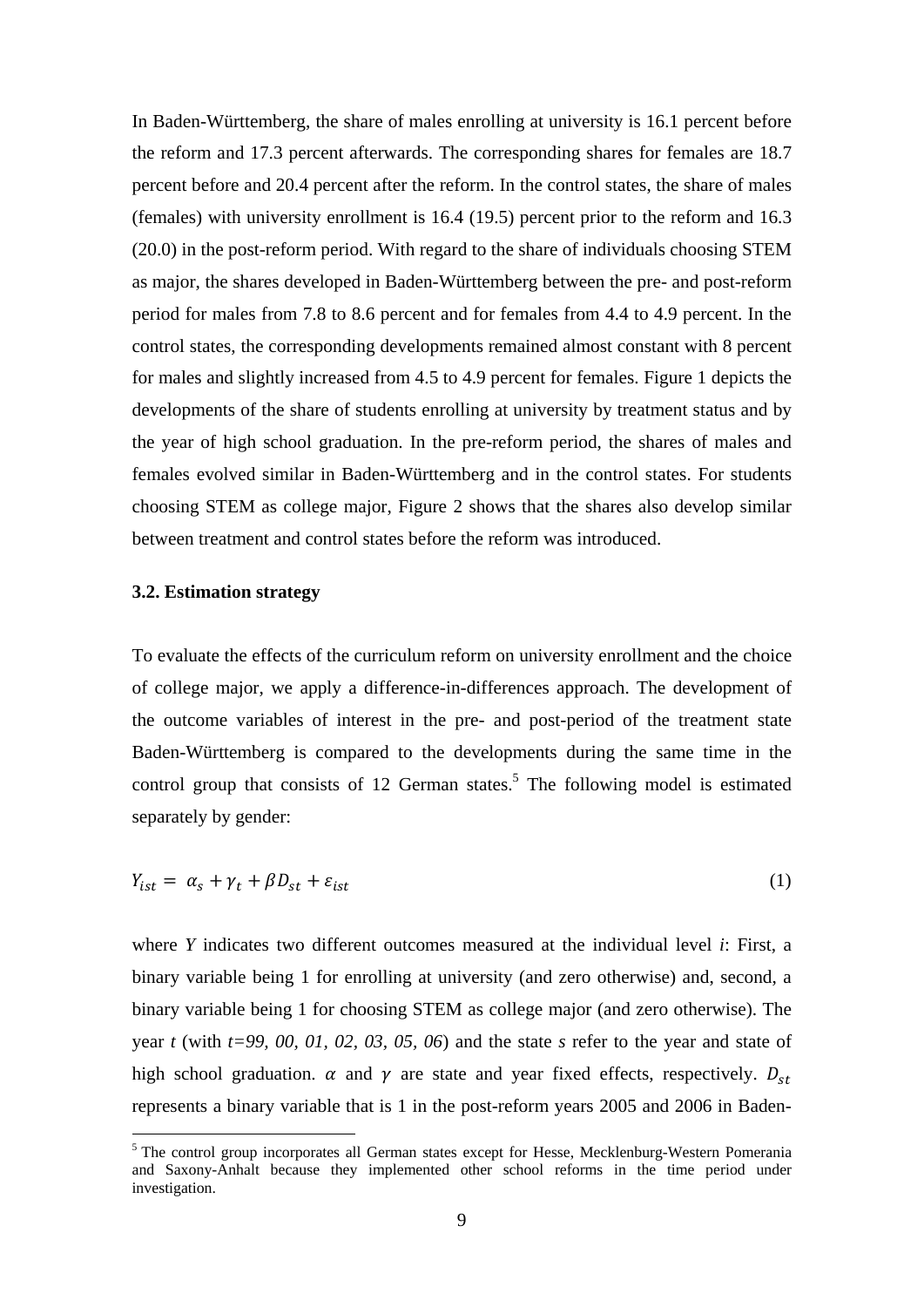In Baden-Württemberg, the share of males enrolling at university is 16.1 percent before the reform and 17.3 percent afterwards. The corresponding shares for females are 18.7 percent before and 20.4 percent after the reform. In the control states, the share of males (females) with university enrollment is 16.4 (19.5) percent prior to the reform and 16.3 (20.0) in the post-reform period. With regard to the share of individuals choosing STEM as major, the shares developed in Baden-Württemberg between the pre- and post-reform period for males from 7.8 to 8.6 percent and for females from 4.4 to 4.9 percent. In the control states, the corresponding developments remained almost constant with 8 percent for males and slightly increased from 4.5 to 4.9 percent for females. Figure 1 depicts the developments of the share of students enrolling at university by treatment status and by the year of high school graduation. In the pre-reform period, the shares of males and females evolved similar in Baden-Württemberg and in the control states. For students choosing STEM as college major, Figure 2 shows that the shares also develop similar between treatment and control states before the reform was introduced.

### 3.2. Estimation strategy

To evaluate the effects of the curriculum reform on university enrollment and the choice of college major, we apply a difference-in-differences approach. The development of the outcome variables of interest in the pre- and post-period of the treatment state Baden-Württemberg is compared to the developments during the same time in the control group that consists of 12 German states.[5] The following model is estimated separately by gender:

$$Y_{ist} = \alpha_s + \gamma_t + \beta D_{st} + \varepsilon_{ist} \tag{1}$$

where *Y* indicates two different outcomes measured at the individual level *i*: First, a binary variable being 1 for enrolling at university (and zero otherwise) and, second, a binary variable being 1 for choosing STEM as college major (and zero otherwise). The year *t* (with *t=99, 00, 01, 02, 03, 05, 06*) and the state *s* refer to the year and state of high school graduation. $\alpha$ and $\gamma$ are state and year fixed effects, respectively. $D_{st}$ represents a binary variable that is 1 in the post-reform years 2005 and 2006 in Baden-

[5] The control group incorporates all German states except for Hesse, Mecklenburg-Western Pomerania and Saxony-Anhalt because they implemented other school reforms in the time period under investigation.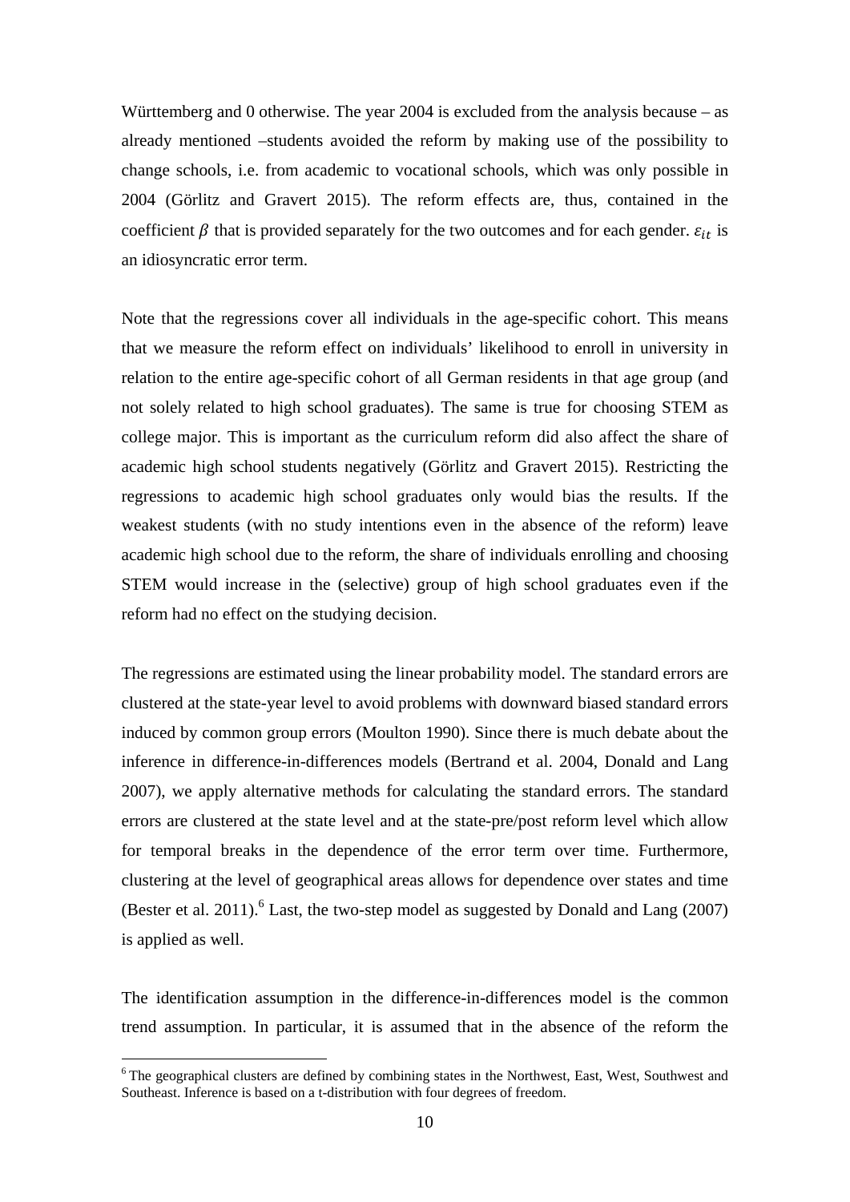Württemberg and 0 otherwise. The year 2004 is excluded from the analysis because – as already mentioned –students avoided the reform by making use of the possibility to change schools, i.e. from academic to vocational schools, which was only possible in 2004 (Görlitz and Gravert 2015). The reform effects are, thus, contained in the coefficient $\beta$ that is provided separately for the two outcomes and for each gender. $\varepsilon_{it}$ is an idiosyncratic error term.

Note that the regressions cover all individuals in the age-specific cohort. This means that we measure the reform effect on individuals' likelihood to enroll in university in relation to the entire age-specific cohort of all German residents in that age group (and not solely related to high school graduates). The same is true for choosing STEM as college major. This is important as the curriculum reform did also affect the share of academic high school students negatively (Görlitz and Gravert 2015). Restricting the regressions to academic high school graduates only would bias the results. If the weakest students (with no study intentions even in the absence of the reform) leave academic high school due to the reform, the share of individuals enrolling and choosing STEM would increase in the (selective) group of high school graduates even if the reform had no effect on the studying decision.

The regressions are estimated using the linear probability model. The standard errors are clustered at the state-year level to avoid problems with downward biased standard errors induced by common group errors (Moulton 1990). Since there is much debate about the inference in difference-in-differences models (Bertrand et al. 2004, Donald and Lang 2007), we apply alternative methods for calculating the standard errors. The standard errors are clustered at the state level and at the state-pre/post reform level which allow for temporal breaks in the dependence of the error term over time. Furthermore, clustering at the level of geographical areas allows for dependence over states and time (Bester et al. 2011).[6] Last, the two-step model as suggested by Donald and Lang (2007) is applied as well.

The identification assumption in the difference-in-differences model is the common trend assumption. In particular, it is assumed that in the absence of the reform the

[6] The geographical clusters are defined by combining states in the Northwest, East, West, Southwest and Southeast. Inference is based on a t-distribution with four degrees of freedom.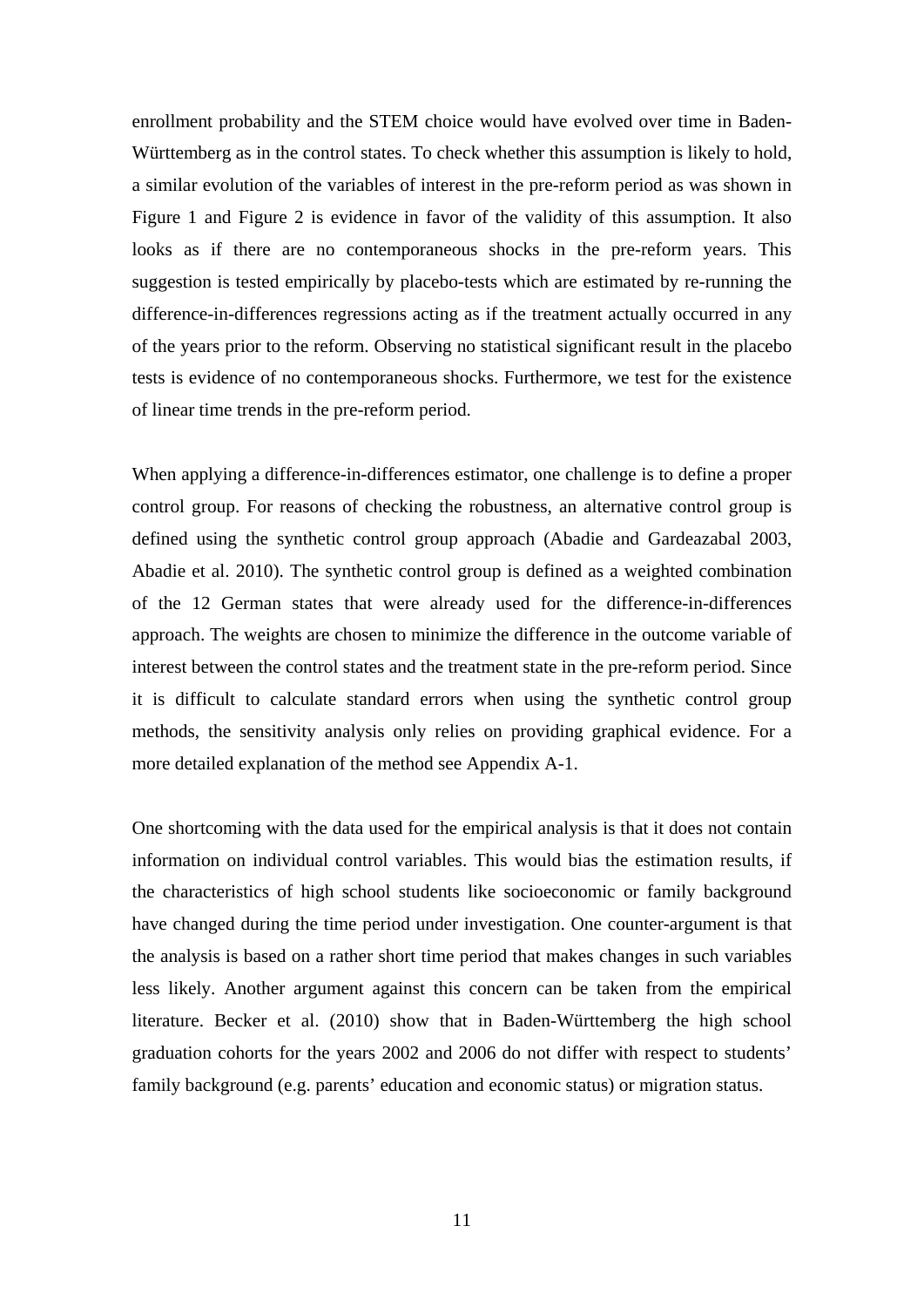enrollment probability and the STEM choice would have evolved over time in Baden-Württemberg as in the control states. To check whether this assumption is likely to hold, a similar evolution of the variables of interest in the pre-reform period as was shown in Figure 1 and Figure 2 is evidence in favor of the validity of this assumption. It also looks as if there are no contemporaneous shocks in the pre-reform years. This suggestion is tested empirically by placebo-tests which are estimated by re-running the difference-in-differences regressions acting as if the treatment actually occurred in any of the years prior to the reform. Observing no statistical significant result in the placebo tests is evidence of no contemporaneous shocks. Furthermore, we test for the existence of linear time trends in the pre-reform period.

When applying a difference-in-differences estimator, one challenge is to define a proper control group. For reasons of checking the robustness, an alternative control group is defined using the synthetic control group approach (Abadie and Gardeazabal 2003, Abadie et al. 2010). The synthetic control group is defined as a weighted combination of the 12 German states that were already used for the difference-in-differences approach. The weights are chosen to minimize the difference in the outcome variable of interest between the control states and the treatment state in the pre-reform period. Since it is difficult to calculate standard errors when using the synthetic control group methods, the sensitivity analysis only relies on providing graphical evidence. For a more detailed explanation of the method see Appendix A-1.

One shortcoming with the data used for the empirical analysis is that it does not contain information on individual control variables. This would bias the estimation results, if the characteristics of high school students like socioeconomic or family background have changed during the time period under investigation. One counter-argument is that the analysis is based on a rather short time period that makes changes in such variables less likely. Another argument against this concern can be taken from the empirical literature. Becker et al. (2010) show that in Baden-Württemberg the high school graduation cohorts for the years 2002 and 2006 do not differ with respect to students' family background (e.g. parents' education and economic status) or migration status.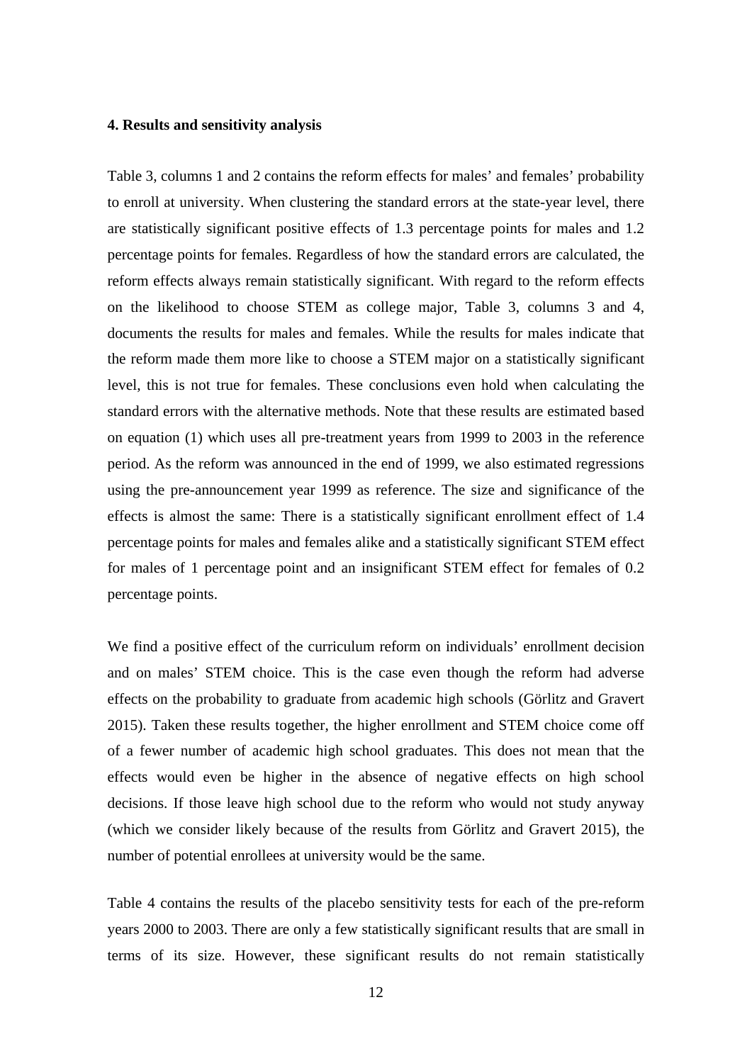**4. Results and sensitivity analysis**

Table 3, columns 1 and 2 contains the reform effects for males' and females' probability to enroll at university. When clustering the standard errors at the state-year level, there are statistically significant positive effects of 1.3 percentage points for males and 1.2 percentage points for females. Regardless of how the standard errors are calculated, the reform effects always remain statistically significant. With regard to the reform effects on the likelihood to choose STEM as college major, Table 3, columns 3 and 4, documents the results for males and females. While the results for males indicate that the reform made them more like to choose a STEM major on a statistically significant level, this is not true for females. These conclusions even hold when calculating the standard errors with the alternative methods. Note that these results are estimated based on equation (1) which uses all pre-treatment years from 1999 to 2003 in the reference period. As the reform was announced in the end of 1999, we also estimated regressions using the pre-announcement year 1999 as reference. The size and significance of the effects is almost the same: There is a statistically significant enrollment effect of 1.4 percentage points for males and females alike and a statistically significant STEM effect for males of 1 percentage point and an insignificant STEM effect for females of 0.2 percentage points.

We find a positive effect of the curriculum reform on individuals' enrollment decision and on males' STEM choice. This is the case even though the reform had adverse effects on the probability to graduate from academic high schools (Görlitz and Gravert 2015). Taken these results together, the higher enrollment and STEM choice come off of a fewer number of academic high school graduates. This does not mean that the effects would even be higher in the absence of negative effects on high school decisions. If those leave high school due to the reform who would not study anyway (which we consider likely because of the results from Görlitz and Gravert 2015), the number of potential enrollees at university would be the same.

Table 4 contains the results of the placebo sensitivity tests for each of the pre-reform years 2000 to 2003. There are only a few statistically significant results that are small in terms of its size. However, these significant results do not remain statistically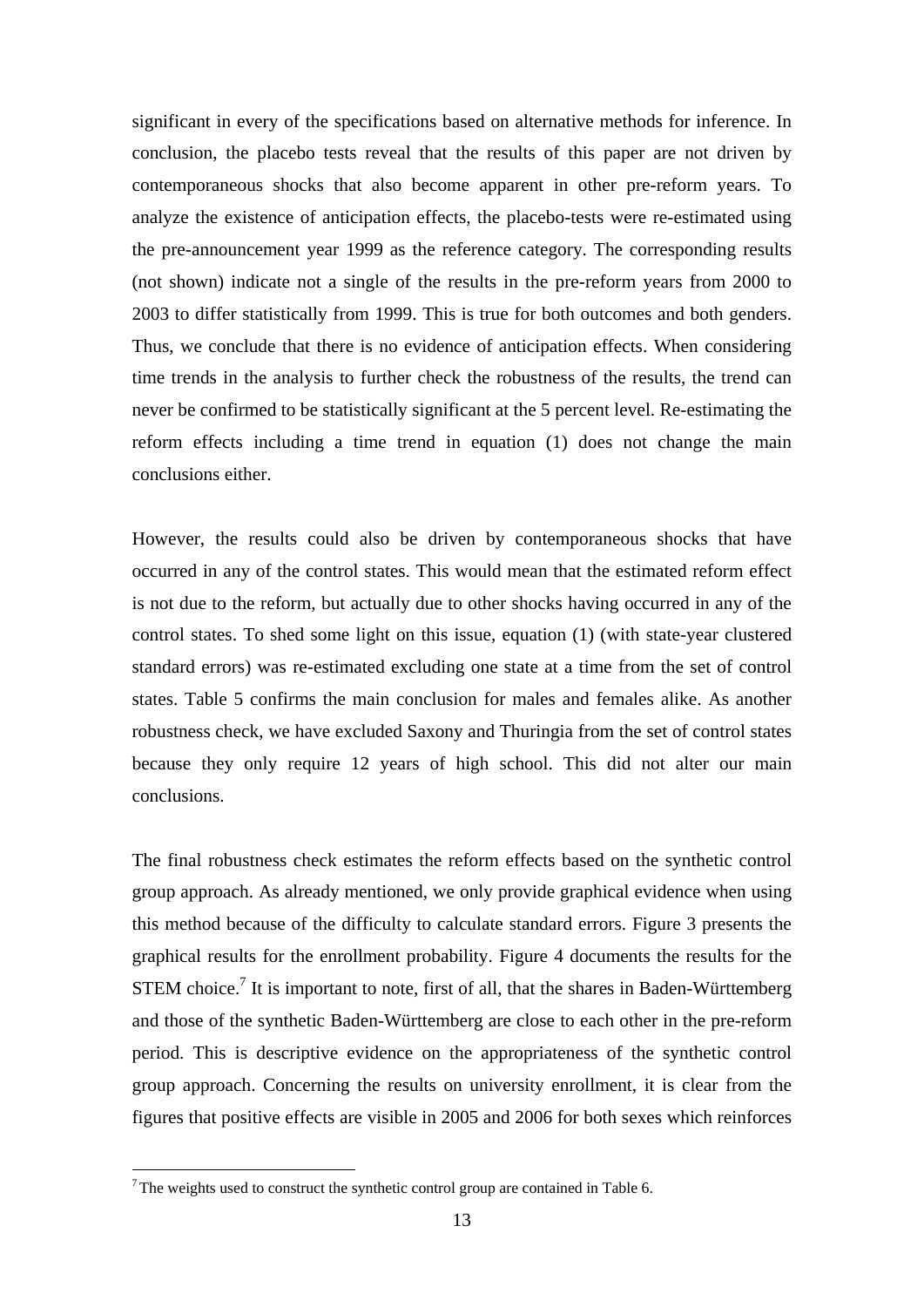significant in every of the specifications based on alternative methods for inference. In conclusion, the placebo tests reveal that the results of this paper are not driven by contemporaneous shocks that also become apparent in other pre-reform years. To analyze the existence of anticipation effects, the placebo-tests were re-estimated using the pre-announcement year 1999 as the reference category. The corresponding results (not shown) indicate not a single of the results in the pre-reform years from 2000 to 2003 to differ statistically from 1999. This is true for both outcomes and both genders. Thus, we conclude that there is no evidence of anticipation effects. When considering time trends in the analysis to further check the robustness of the results, the trend can never be confirmed to be statistically significant at the 5 percent level. Re-estimating the reform effects including a time trend in equation (1) does not change the main conclusions either.

However, the results could also be driven by contemporaneous shocks that have occurred in any of the control states. This would mean that the estimated reform effect is not due to the reform, but actually due to other shocks having occurred in any of the control states. To shed some light on this issue, equation (1) (with state-year clustered standard errors) was re-estimated excluding one state at a time from the set of control states. Table 5 confirms the main conclusion for males and females alike. As another robustness check, we have excluded Saxony and Thuringia from the set of control states because they only require 12 years of high school. This did not alter our main conclusions.

The final robustness check estimates the reform effects based on the synthetic control group approach. As already mentioned, we only provide graphical evidence when using this method because of the difficulty to calculate standard errors. Figure 3 presents the graphical results for the enrollment probability. Figure 4 documents the results for the STEM choice.[7] It is important to note, first of all, that the shares in Baden-Württemberg and those of the synthetic Baden-Württemberg are close to each other in the pre-reform period. This is descriptive evidence on the appropriateness of the synthetic control group approach. Concerning the results on university enrollment, it is clear from the figures that positive effects are visible in 2005 and 2006 for both sexes which reinforces

[7] The weights used to construct the synthetic control group are contained in Table 6.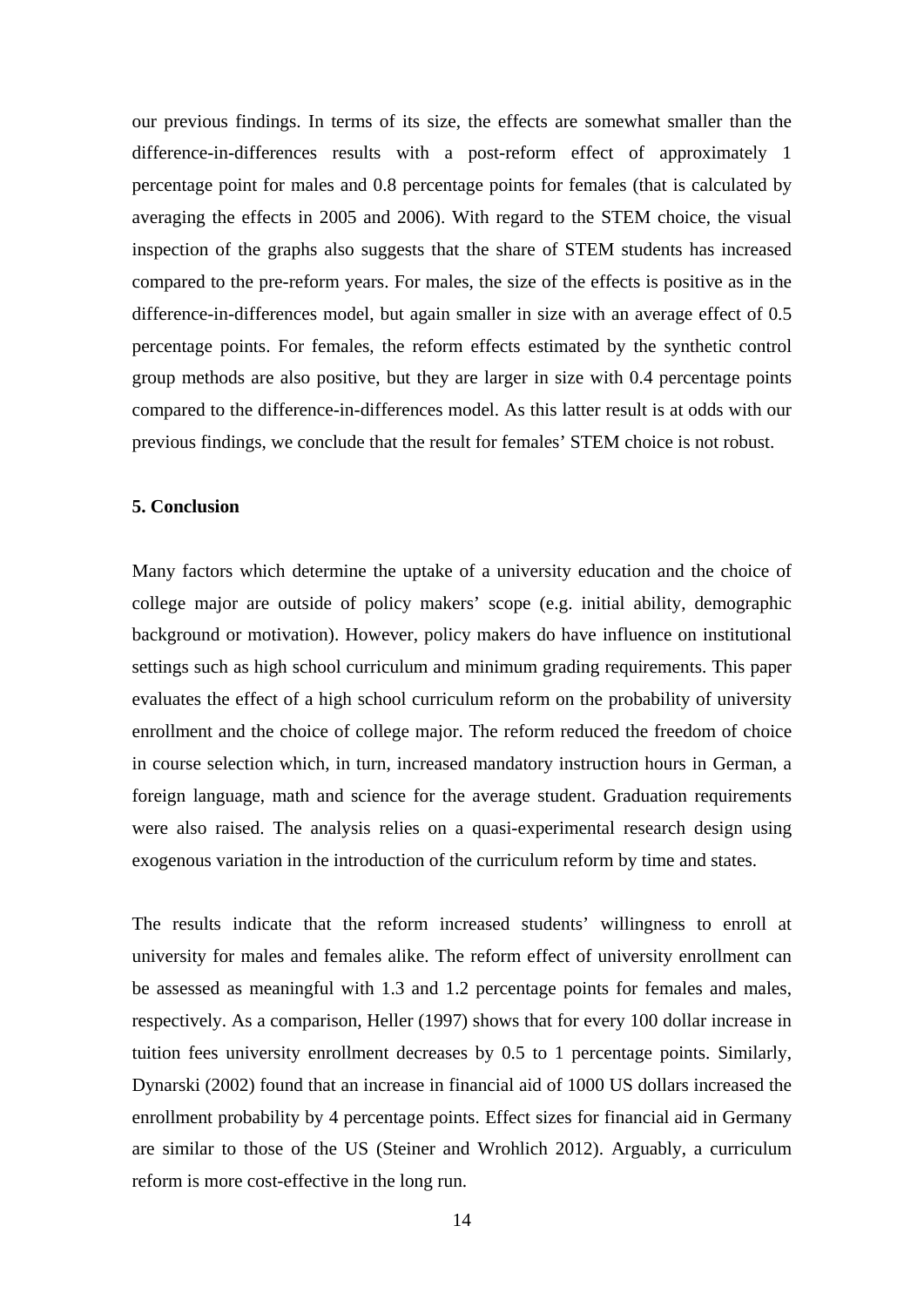our previous findings. In terms of its size, the effects are somewhat smaller than the difference-in-differences results with a post-reform effect of approximately 1 percentage point for males and 0.8 percentage points for females (that is calculated by averaging the effects in 2005 and 2006). With regard to the STEM choice, the visual inspection of the graphs also suggests that the share of STEM students has increased compared to the pre-reform years. For males, the size of the effects is positive as in the difference-in-differences model, but again smaller in size with an average effect of 0.5 percentage points. For females, the reform effects estimated by the synthetic control group methods are also positive, but they are larger in size with 0.4 percentage points compared to the difference-in-differences model. As this latter result is at odds with our previous findings, we conclude that the result for females' STEM choice is not robust.

## 5. Conclusion

Many factors which determine the uptake of a university education and the choice of college major are outside of policy makers' scope (e.g. initial ability, demographic background or motivation). However, policy makers do have influence on institutional settings such as high school curriculum and minimum grading requirements. This paper evaluates the effect of a high school curriculum reform on the probability of university enrollment and the choice of college major. The reform reduced the freedom of choice in course selection which, in turn, increased mandatory instruction hours in German, a foreign language, math and science for the average student. Graduation requirements were also raised. The analysis relies on a quasi-experimental research design using exogenous variation in the introduction of the curriculum reform by time and states.

The results indicate that the reform increased students' willingness to enroll at university for males and females alike. The reform effect of university enrollment can be assessed as meaningful with 1.3 and 1.2 percentage points for females and males, respectively. As a comparison, Heller (1997) shows that for every 100 dollar increase in tuition fees university enrollment decreases by 0.5 to 1 percentage points. Similarly, Dynarski (2002) found that an increase in financial aid of 1000 US dollars increased the enrollment probability by 4 percentage points. Effect sizes for financial aid in Germany are similar to those of the US (Steiner and Wrohlich 2012). Arguably, a curriculum reform is more cost-effective in the long run.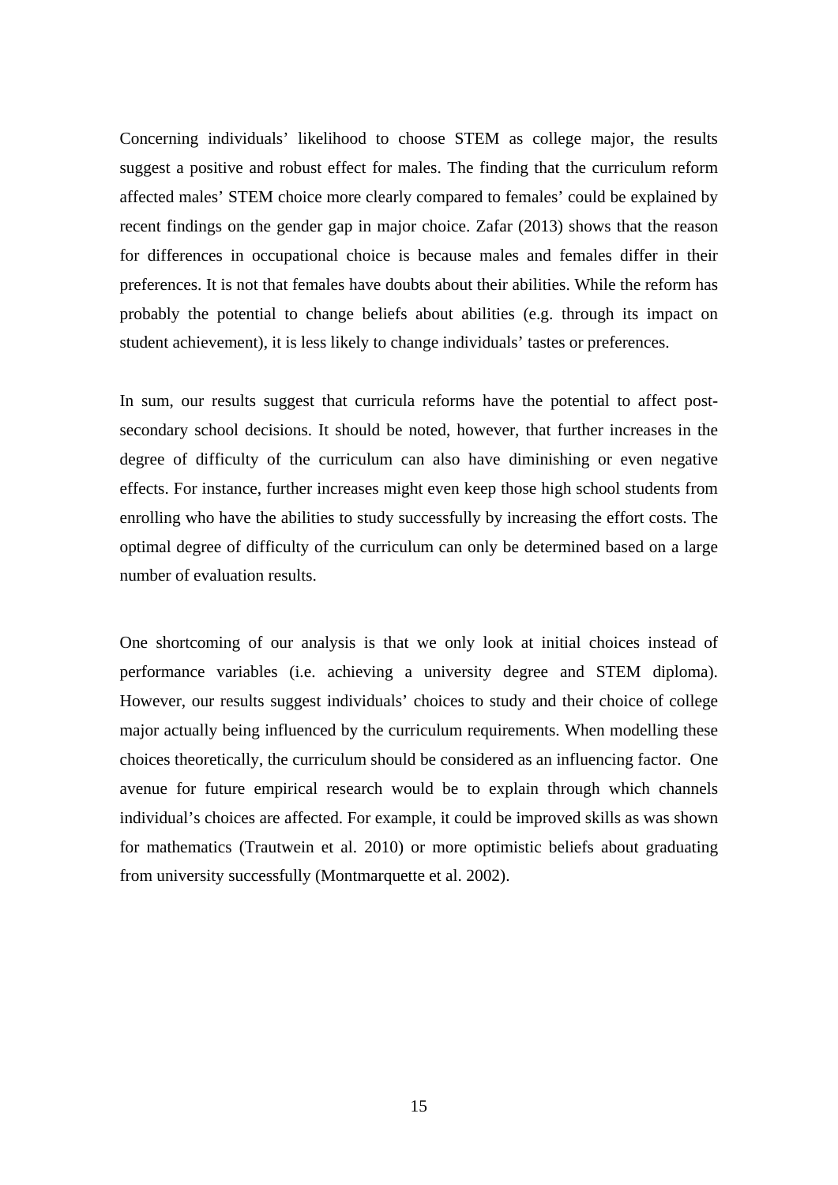Concerning individuals' likelihood to choose STEM as college major, the results suggest a positive and robust effect for males. The finding that the curriculum reform affected males' STEM choice more clearly compared to females' could be explained by recent findings on the gender gap in major choice. Zafar (2013) shows that the reason for differences in occupational choice is because males and females differ in their preferences. It is not that females have doubts about their abilities. While the reform has probably the potential to change beliefs about abilities (e.g. through its impact on student achievement), it is less likely to change individuals' tastes or preferences.

In sum, our results suggest that curricula reforms have the potential to affect post-secondary school decisions. It should be noted, however, that further increases in the degree of difficulty of the curriculum can also have diminishing or even negative effects. For instance, further increases might even keep those high school students from enrolling who have the abilities to study successfully by increasing the effort costs. The optimal degree of difficulty of the curriculum can only be determined based on a large number of evaluation results.

One shortcoming of our analysis is that we only look at initial choices instead of performance variables (i.e. achieving a university degree and STEM diploma). However, our results suggest individuals' choices to study and their choice of college major actually being influenced by the curriculum requirements. When modelling these choices theoretically, the curriculum should be considered as an influencing factor. One avenue for future empirical research would be to explain through which channels individual's choices are affected. For example, it could be improved skills as was shown for mathematics (Trautwein et al. 2010) or more optimistic beliefs about graduating from university successfully (Montmarquette et al. 2002).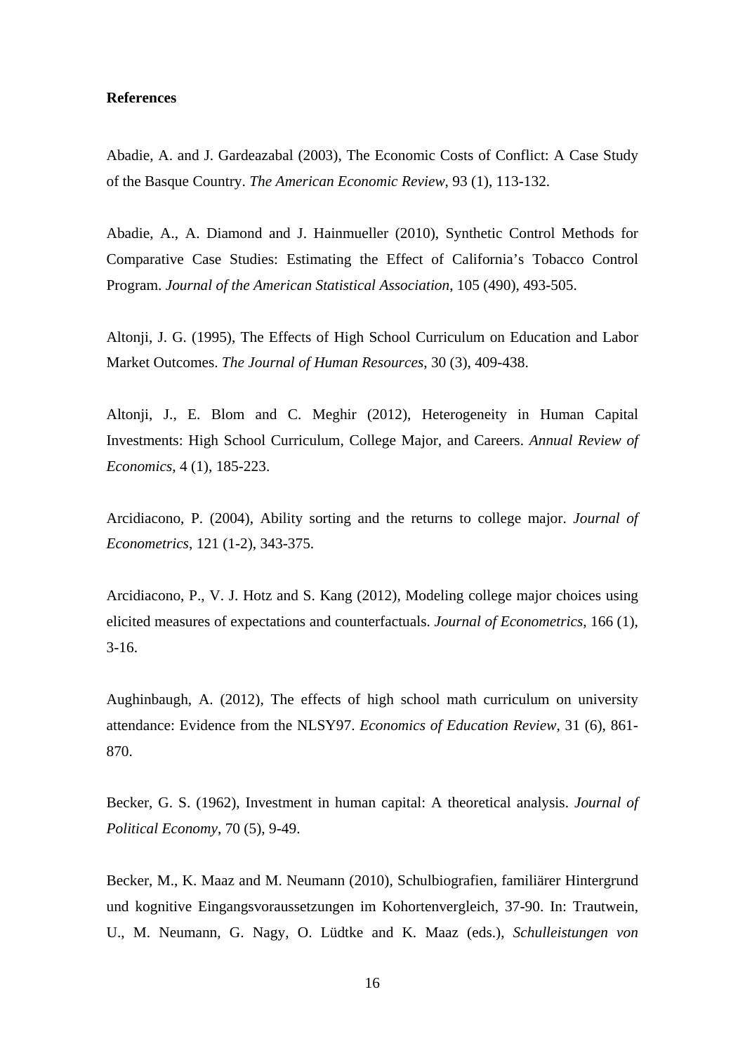**References**

Abadie, A. and J. Gardeazabal (2003), The Economic Costs of Conflict: A Case Study of the Basque Country. *The American Economic Review*, 93 (1), 113-132.

Abadie, A., A. Diamond and J. Hainmueller (2010), Synthetic Control Methods for Comparative Case Studies: Estimating the Effect of California's Tobacco Control Program. *Journal of the American Statistical Association*, 105 (490), 493-505.

Altonji, J. G. (1995), The Effects of High School Curriculum on Education and Labor Market Outcomes. *The Journal of Human Resources*, 30 (3), 409-438.

Altonji, J., E. Blom and C. Meghir (2012), Heterogeneity in Human Capital Investments: High School Curriculum, College Major, and Careers. *Annual Review of Economics*, 4 (1), 185-223.

Arcidiacono, P. (2004), Ability sorting and the returns to college major. *Journal of Econometrics*, 121 (1-2), 343-375.

Arcidiacono, P., V. J. Hotz and S. Kang (2012), Modeling college major choices using elicited measures of expectations and counterfactuals. *Journal of Econometrics*, 166 (1), 3-16.

Aughinbaugh, A. (2012), The effects of high school math curriculum on university attendance: Evidence from the NLSY97. *Economics of Education Review*, 31 (6), 861-870.

Becker, G. S. (1962), Investment in human capital: A theoretical analysis. *Journal of Political Economy*, 70 (5), 9-49.

Becker, M., K. Maaz and M. Neumann (2010), Schulbiografien, familiärer Hintergrund und kognitive Eingangsvoraussetzungen im Kohortenvergleich, 37-90. In: Trautwein, U., M. Neumann, G. Nagy, O. Lüdtke and K. Maaz (eds.), *Schulleistungen von*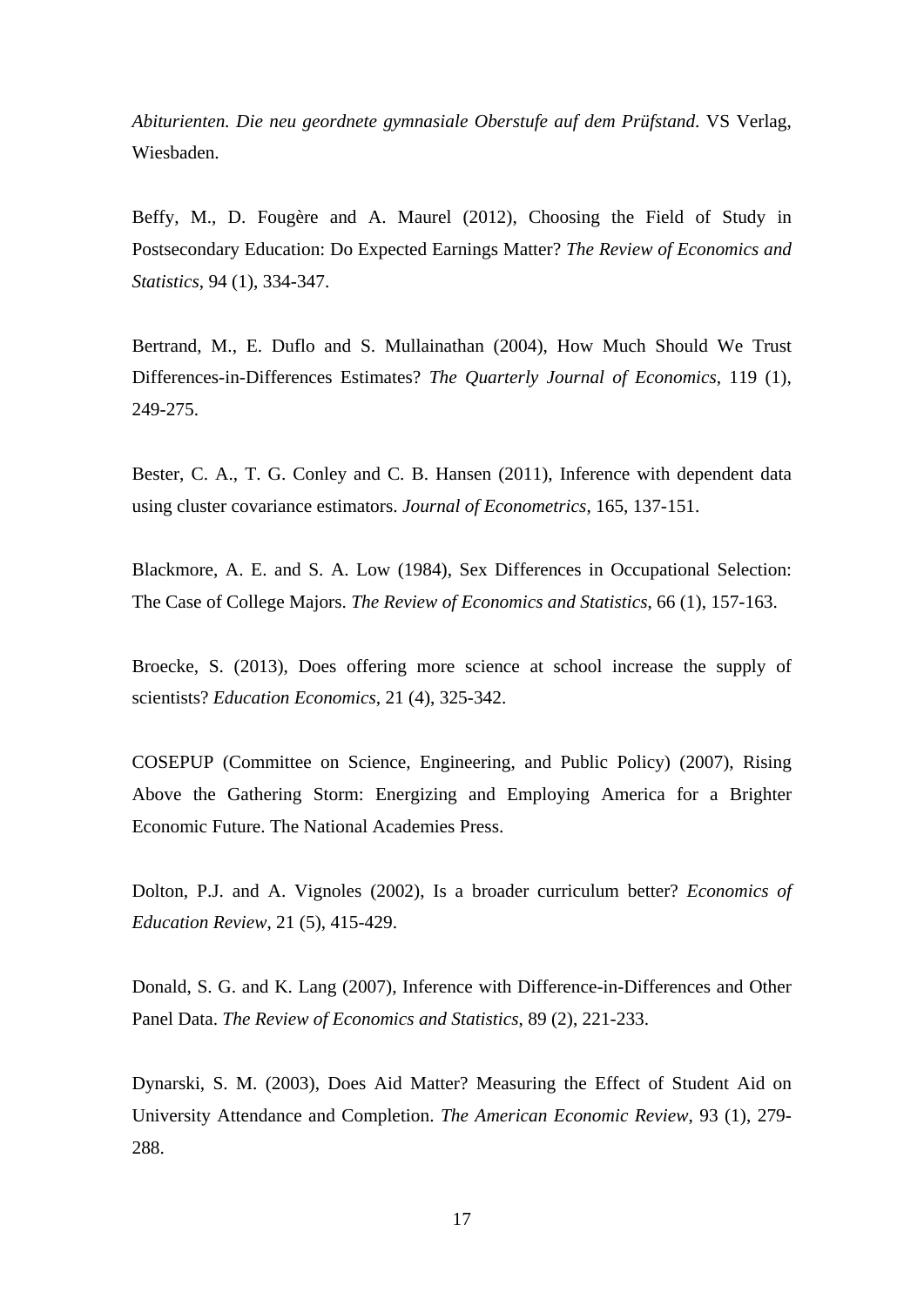*Abiturienten. Die neu geordnete gymnasiale Oberstufe auf dem Prüfstand*. VS Verlag, Wiesbaden.

Beffy, M., D. Fougère and A. Maurel (2012), Choosing the Field of Study in Postsecondary Education: Do Expected Earnings Matter? *The Review of Economics and Statistics*, 94 (1), 334-347.

Bertrand, M., E. Duflo and S. Mullainathan (2004), How Much Should We Trust Differences-in-Differences Estimates? *The Quarterly Journal of Economics*, 119 (1), 249-275.

Bester, C. A., T. G. Conley and C. B. Hansen (2011), Inference with dependent data using cluster covariance estimators. *Journal of Econometrics*, 165, 137-151.

Blackmore, A. E. and S. A. Low (1984), Sex Differences in Occupational Selection: The Case of College Majors. *The Review of Economics and Statistics*, 66 (1), 157-163.

Broecke, S. (2013), Does offering more science at school increase the supply of scientists? *Education Economics*, 21 (4), 325-342.

COSEPUP (Committee on Science, Engineering, and Public Policy) (2007), Rising Above the Gathering Storm: Energizing and Employing America for a Brighter Economic Future. The National Academies Press.

Dolton, P.J. and A. Vignoles (2002), Is a broader curriculum better? *Economics of Education Review*, 21 (5), 415-429.

Donald, S. G. and K. Lang (2007), Inference with Difference-in-Differences and Other Panel Data. *The Review of Economics and Statistics*, 89 (2), 221-233.

Dynarski, S. M. (2003), Does Aid Matter? Measuring the Effect of Student Aid on University Attendance and Completion. *The American Economic Review*, 93 (1), 279-288.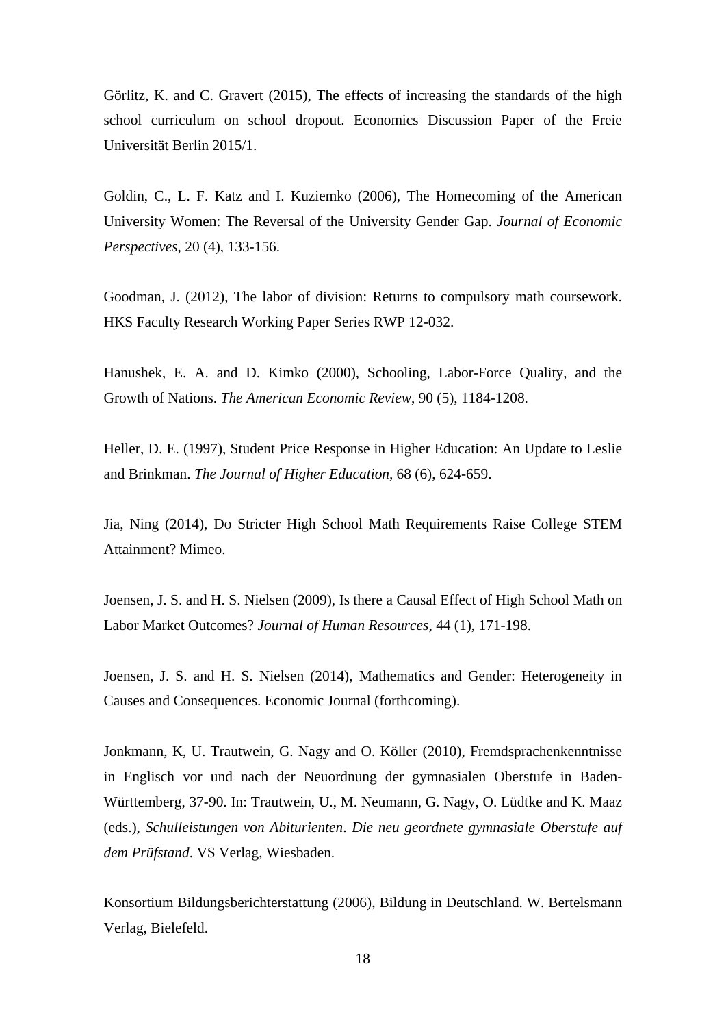Görlitz, K. and C. Gravert (2015), The effects of increasing the standards of the high school curriculum on school dropout. Economics Discussion Paper of the Freie Universität Berlin 2015/1.

Goldin, C., L. F. Katz and I. Kuziemko (2006), The Homecoming of the American University Women: The Reversal of the University Gender Gap. *Journal of Economic Perspectives*, 20 (4), 133-156.

Goodman, J. (2012), The labor of division: Returns to compulsory math coursework. HKS Faculty Research Working Paper Series RWP 12-032.

Hanushek, E. A. and D. Kimko (2000), Schooling, Labor-Force Quality, and the Growth of Nations. *The American Economic Review*, 90 (5), 1184-1208.

Heller, D. E. (1997), Student Price Response in Higher Education: An Update to Leslie and Brinkman. *The Journal of Higher Education*, 68 (6), 624-659.

Jia, Ning (2014), Do Stricter High School Math Requirements Raise College STEM Attainment? Mimeo.

Joensen, J. S. and H. S. Nielsen (2009), Is there a Causal Effect of High School Math on Labor Market Outcomes? *Journal of Human Resources*, 44 (1), 171-198.

Joensen, J. S. and H. S. Nielsen (2014), Mathematics and Gender: Heterogeneity in Causes and Consequences. Economic Journal (forthcoming).

Jonkmann, K, U. Trautwein, G. Nagy and O. Köller (2010), Fremdsprachenkenntnisse in Englisch vor und nach der Neuordnung der gymnasialen Oberstufe in Baden-Württemberg, 37-90. In: Trautwein, U., M. Neumann, G. Nagy, O. Lüdtke and K. Maaz (eds.), *Schulleistungen von Abiturienten*. *Die neu geordnete gymnasiale Oberstufe auf dem Prüfstand*. VS Verlag, Wiesbaden.

Konsortium Bildungsberichterstattung (2006), Bildung in Deutschland. W. Bertelsmann Verlag, Bielefeld.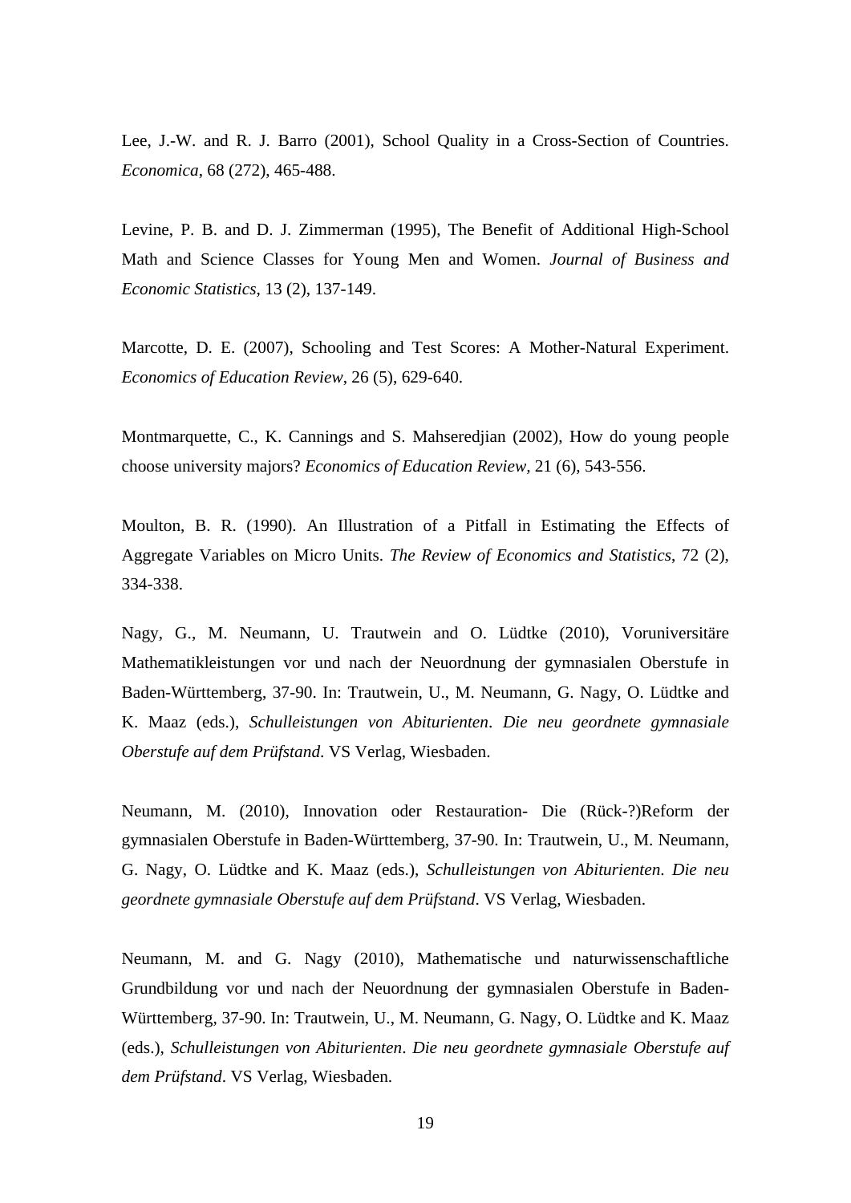Lee, J.-W. and R. J. Barro (2001), School Quality in a Cross-Section of Countries. *Economica*, 68 (272), 465-488.

Levine, P. B. and D. J. Zimmerman (1995), The Benefit of Additional High-School Math and Science Classes for Young Men and Women. *Journal of Business and Economic Statistics*, 13 (2), 137-149.

Marcotte, D. E. (2007), Schooling and Test Scores: A Mother-Natural Experiment. *Economics of Education Review*, 26 (5), 629-640.

Montmarquette, C., K. Cannings and S. Mahseredjian (2002), How do young people choose university majors? *Economics of Education Review*, 21 (6), 543-556.

Moulton, B. R. (1990). An Illustration of a Pitfall in Estimating the Effects of Aggregate Variables on Micro Units. *The Review of Economics and Statistics*, 72 (2), 334-338.

Nagy, G., M. Neumann, U. Trautwein and O. Lüdtke (2010), Voruniversitäre Mathematikleistungen vor und nach der Neuordnung der gymnasialen Oberstufe in Baden-Württemberg, 37-90. In: Trautwein, U., M. Neumann, G. Nagy, O. Lüdtke and K. Maaz (eds.), *Schulleistungen von Abiturienten*. *Die neu geordnete gymnasiale Oberstufe auf dem Prüfstand*. VS Verlag, Wiesbaden.

Neumann, M. (2010), Innovation oder Restauration- Die (Rück-?)Reform der gymnasialen Oberstufe in Baden-Württemberg, 37-90. In: Trautwein, U., M. Neumann, G. Nagy, O. Lüdtke and K. Maaz (eds.), *Schulleistungen von Abiturienten*. *Die neu geordnete gymnasiale Oberstufe auf dem Prüfstand*. VS Verlag, Wiesbaden.

Neumann, M. and G. Nagy (2010), Mathematische und naturwissenschaftliche Grundbildung vor und nach der Neuordnung der gymnasialen Oberstufe in Baden-Württemberg, 37-90. In: Trautwein, U., M. Neumann, G. Nagy, O. Lüdtke and K. Maaz (eds.), *Schulleistungen von Abiturienten*. *Die neu geordnete gymnasiale Oberstufe auf dem Prüfstand*. VS Verlag, Wiesbaden.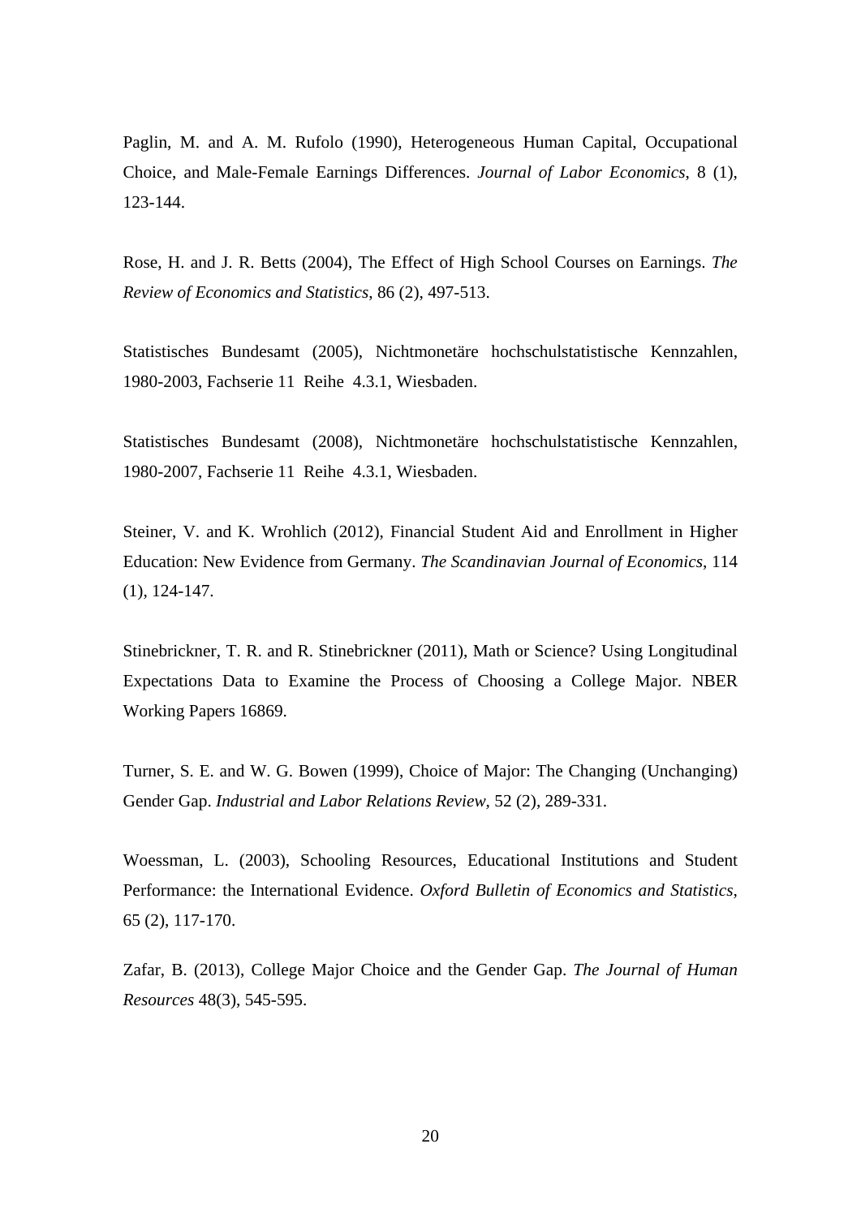Paglin, M. and A. M. Rufolo (1990), Heterogeneous Human Capital, Occupational Choice, and Male-Female Earnings Differences. *Journal of Labor Economics*, 8 (1), 123-144.

Rose, H. and J. R. Betts (2004), The Effect of High School Courses on Earnings. *The Review of Economics and Statistics*, 86 (2), 497-513.

Statistisches Bundesamt (2005), Nichtmonetäre hochschulstatistische Kennzahlen, 1980-2003, Fachserie 11 Reihe 4.3.1, Wiesbaden.

Statistisches Bundesamt (2008), Nichtmonetäre hochschulstatistische Kennzahlen, 1980-2007, Fachserie 11 Reihe 4.3.1, Wiesbaden.

Steiner, V. and K. Wrohlich (2012), Financial Student Aid and Enrollment in Higher Education: New Evidence from Germany. *The Scandinavian Journal of Economics*, 114 (1), 124-147.

Stinebrickner, T. R. and R. Stinebrickner (2011), Math or Science? Using Longitudinal Expectations Data to Examine the Process of Choosing a College Major. NBER Working Papers 16869.

Turner, S. E. and W. G. Bowen (1999), Choice of Major: The Changing (Unchanging) Gender Gap. *Industrial and Labor Relations Review*, 52 (2), 289-331.

Woessman, L. (2003), Schooling Resources, Educational Institutions and Student Performance: the International Evidence. *Oxford Bulletin of Economics and Statistics*, 65 (2), 117-170.

Zafar, B. (2013), College Major Choice and the Gender Gap. *The Journal of Human Resources* 48(3), 545-595.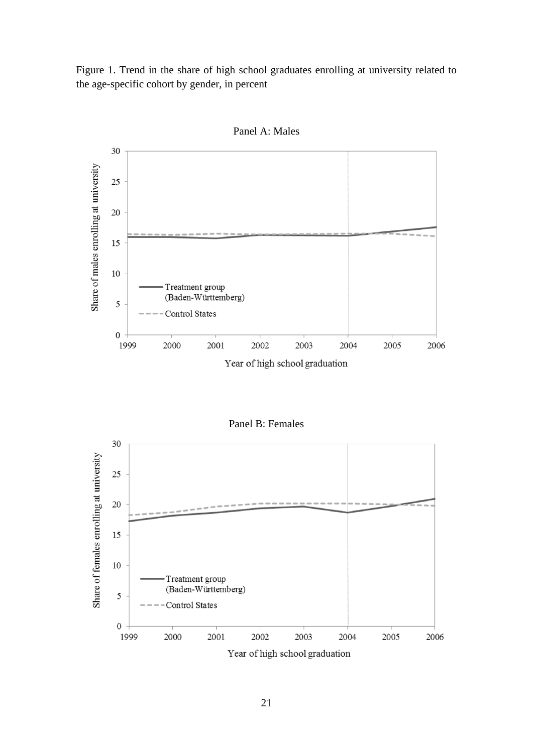Figure 1. Trend in the share of high school graduates enrolling at university related to the age-specific cohort by gender, in percent

Panel A: Males

Panel B: Females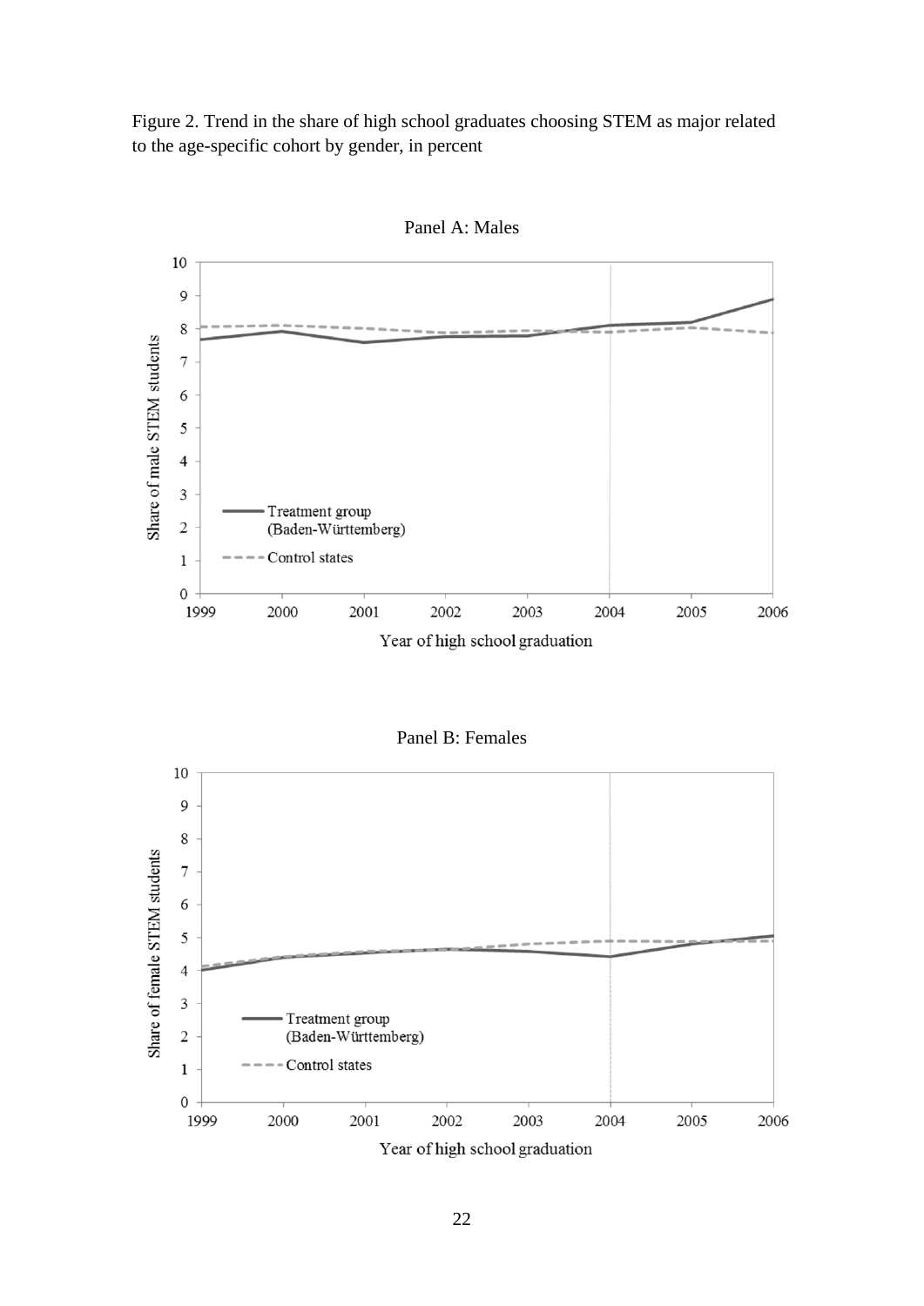Figure 2. Trend in the share of high school graduates choosing STEM as major related to the age-specific cohort by gender, in percent

Panel A: Males

Panel B: Females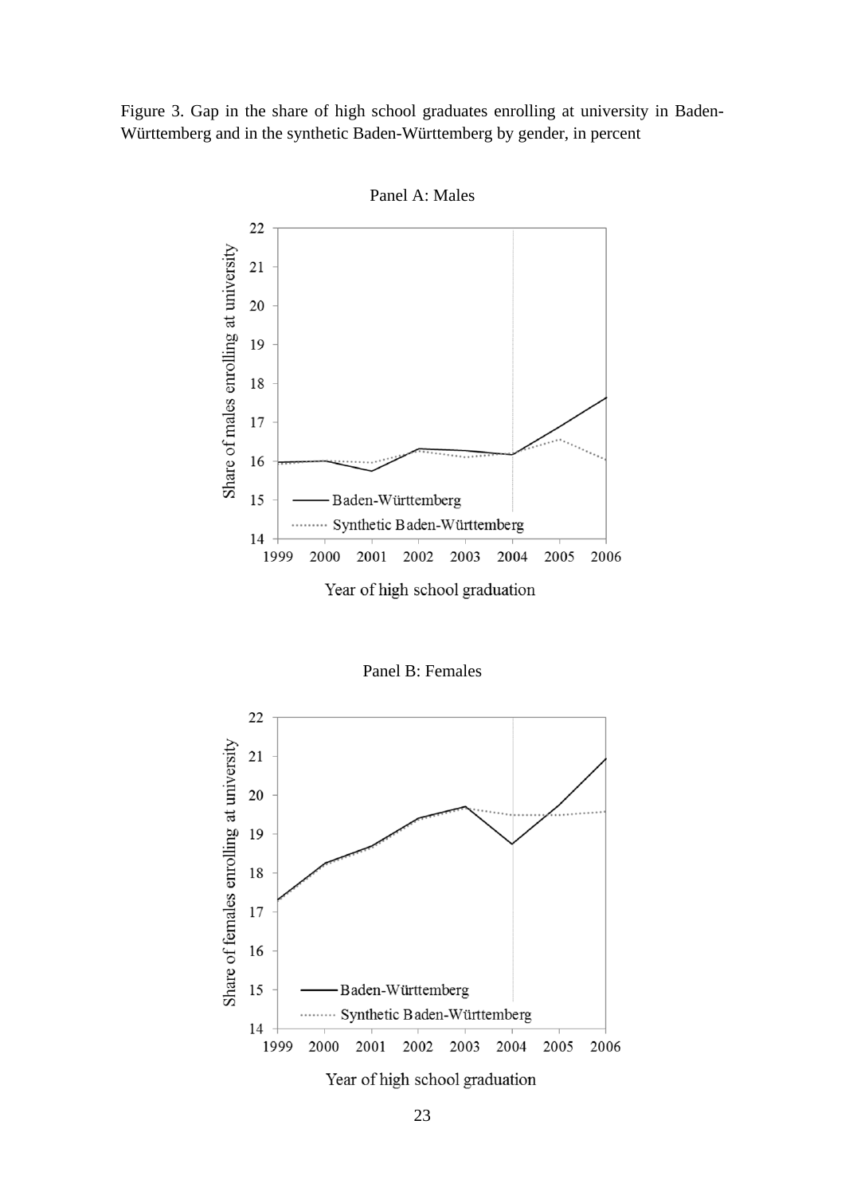Figure 3. Gap in the share of high school graduates enrolling at university in Baden-Württemberg and in the synthetic Baden-Württemberg by gender, in percent

Panel A: Males

Panel B: Females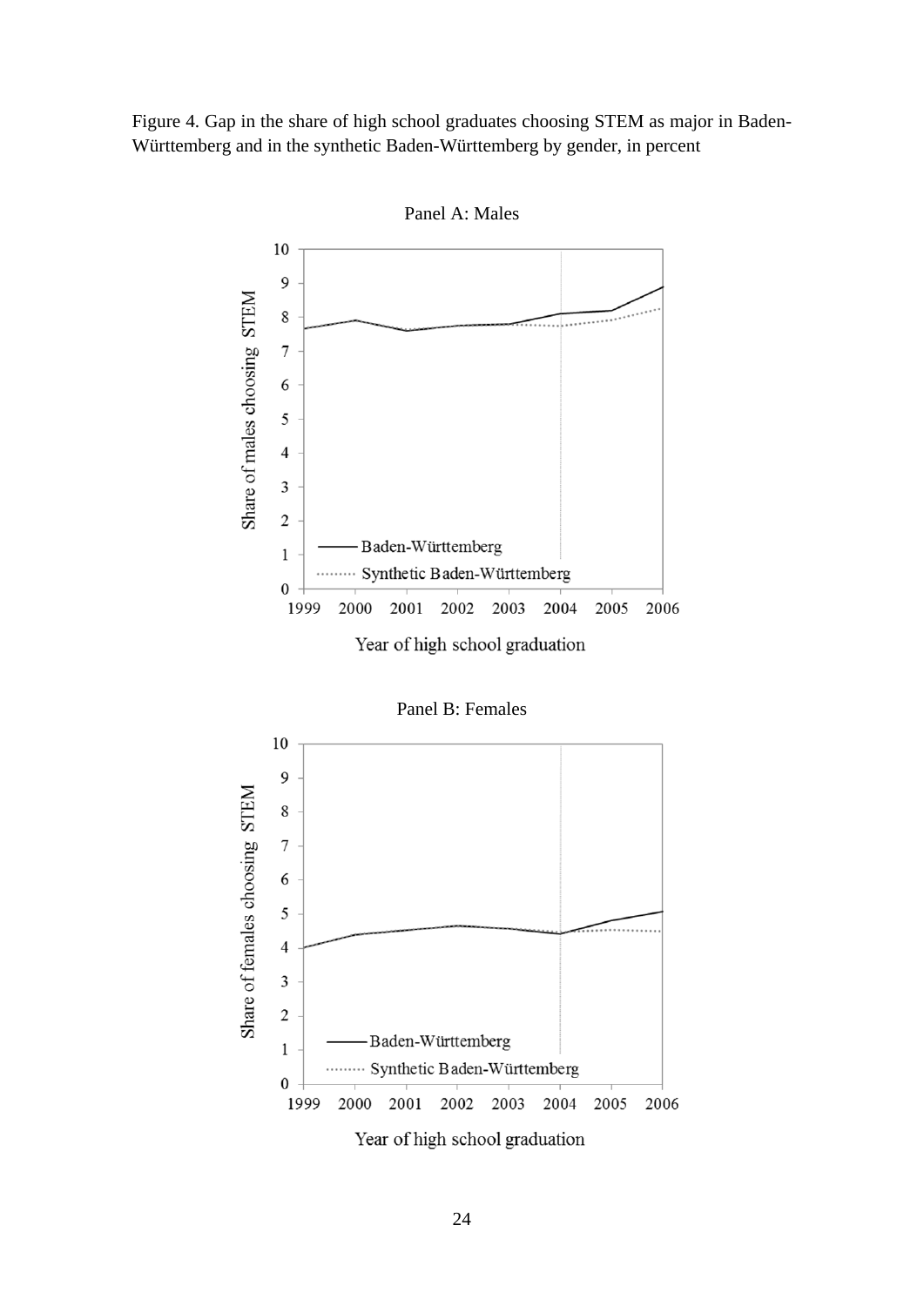Figure 4. Gap in the share of high school graduates choosing STEM as major in Baden-Württemberg and in the synthetic Baden-Württemberg by gender, in percent

Panel A: Males

Panel B: Females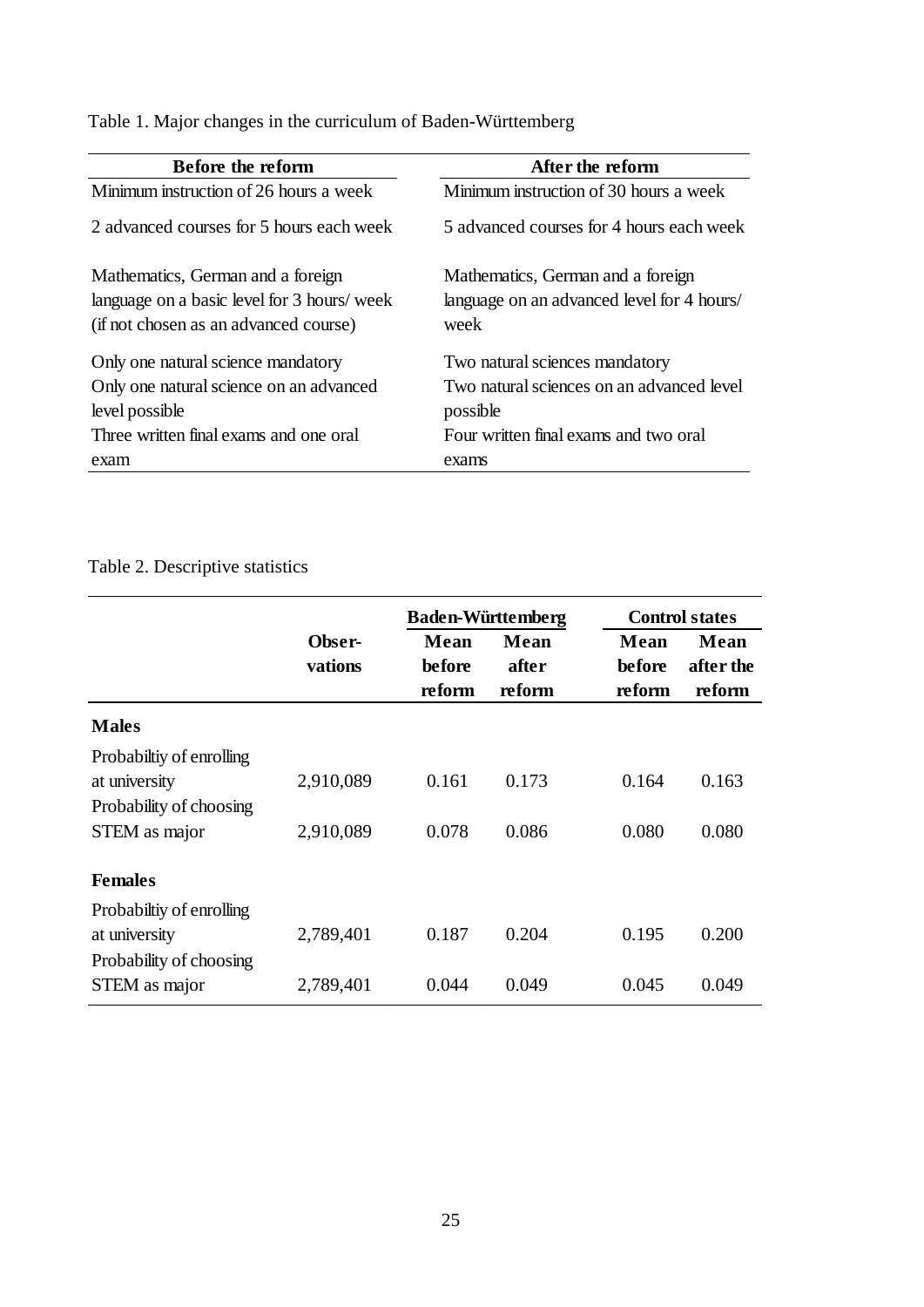Table 1. Major changes in the curriculum of Baden-Württemberg

| Before the reform | After the reform |
|---|---|
| Minimum instruction of 26 hours a week | Minimum instruction of 30 hours a week |
| 2 advanced courses for 5 hours each week | 5 advanced courses for 4 hours each week |
| Mathematics, German and a foreign language on a basic level for 3 hours/ week (if not chosen as an advanced course) | Mathematics, German and a foreign language on an advanced level for 4 hours/ week |
| Only one natural science mandatory | Two natural sciences mandatory |
| Only one natural science on an advanced level possible | Two natural sciences on an advanced level possible |
| Three written final exams and one oral exam | Four written final exams and two oral exams |

Table 2. Descriptive statistics

| | | **Baden-Württemberg** | | **Control states** | |
|---|---|---|---|---|---|
| | **Obser-vations** | **Mean before reform** | **Mean after reform** | **Mean before reform** | **Mean after the reform** |
| **Males** | | | | | |
| Probabiltiy of enrolling at university | 2,910,089 | 0.161 | 0.173 | 0.164 | 0.163 |
| Probability of choosing STEM as major | 2,910,089 | 0.078 | 0.086 | 0.080 | 0.080 |
| **Females** | | | | | |
| Probabiltiy of enrolling at university | 2,789,401 | 0.187 | 0.204 | 0.195 | 0.200 |
| Probability of choosing STEM as major | 2,789,401 | 0.044 | 0.049 | 0.045 | 0.049 |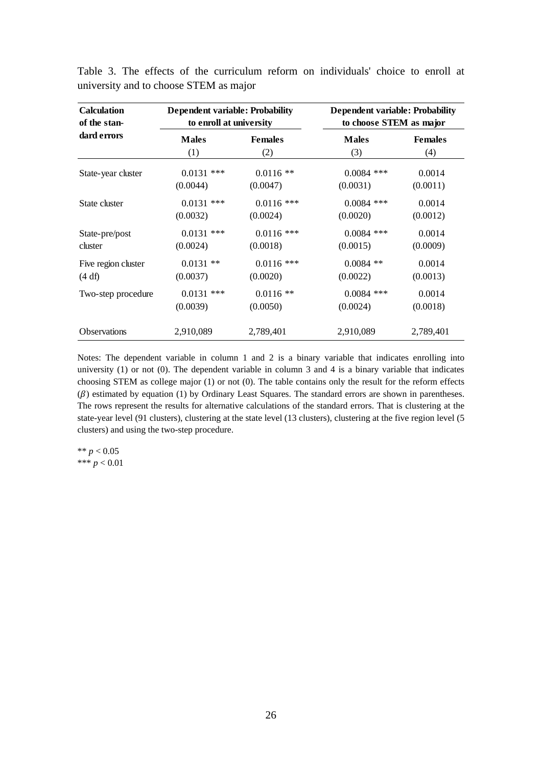Table 3. The effects of the curriculum reform on individuals' choice to enroll at university and to choose STEM as major

| Calculation of the standard errors | Dependent variable: Probability to enroll at university | | Dependent variable: Probability to choose STEM as major | |
|---|---|---|---|---|
| | Males | Females | Males | Females |
| | (1) | (2) | (3) | (4) |
| State-year cluster | 0.0131 *** | 0.0116 ** | 0.0084 *** | 0.0014 |
| | (0.0044) | (0.0047) | (0.0031) | (0.0011) |
| State cluster | 0.0131 *** | 0.0116 *** | 0.0084 *** | 0.0014 |
| | (0.0032) | (0.0024) | (0.0020) | (0.0012) |
| State-pre/post cluster | 0.0131 *** | 0.0116 *** | 0.0084 *** | 0.0014 |
| | (0.0024) | (0.0018) | (0.0015) | (0.0009) |
| Five region cluster (4 df) | 0.0131 ** | 0.0116 *** | 0.0084 ** | 0.0014 |
| | (0.0037) | (0.0020) | (0.0022) | (0.0013) |
| Two-step procedure | 0.0131 *** | 0.0116 ** | 0.0084 *** | 0.0014 |
| | (0.0039) | (0.0050) | (0.0024) | (0.0018) |
| Observations | 2,910,089 | 2,789,401 | 2,910,089 | 2,789,401 |

Notes: The dependent variable in column 1 and 2 is a binary variable that indicates enrolling into university (1) or not (0). The dependent variable in column 3 and 4 is a binary variable that indicates choosing STEM as college major (1) or not (0). The table contains only the result for the reform effects ($\beta$) estimated by equation (1) by Ordinary Least Squares. The standard errors are shown in parentheses. The rows represent the results for alternative calculations of the standard errors. That is clustering at the state-year level (91 clusters), clustering at the state level (13 clusters), clustering at the five region level (5 clusters) and using the two-step procedure.

** $p < 0.05$
*** $p < 0.01$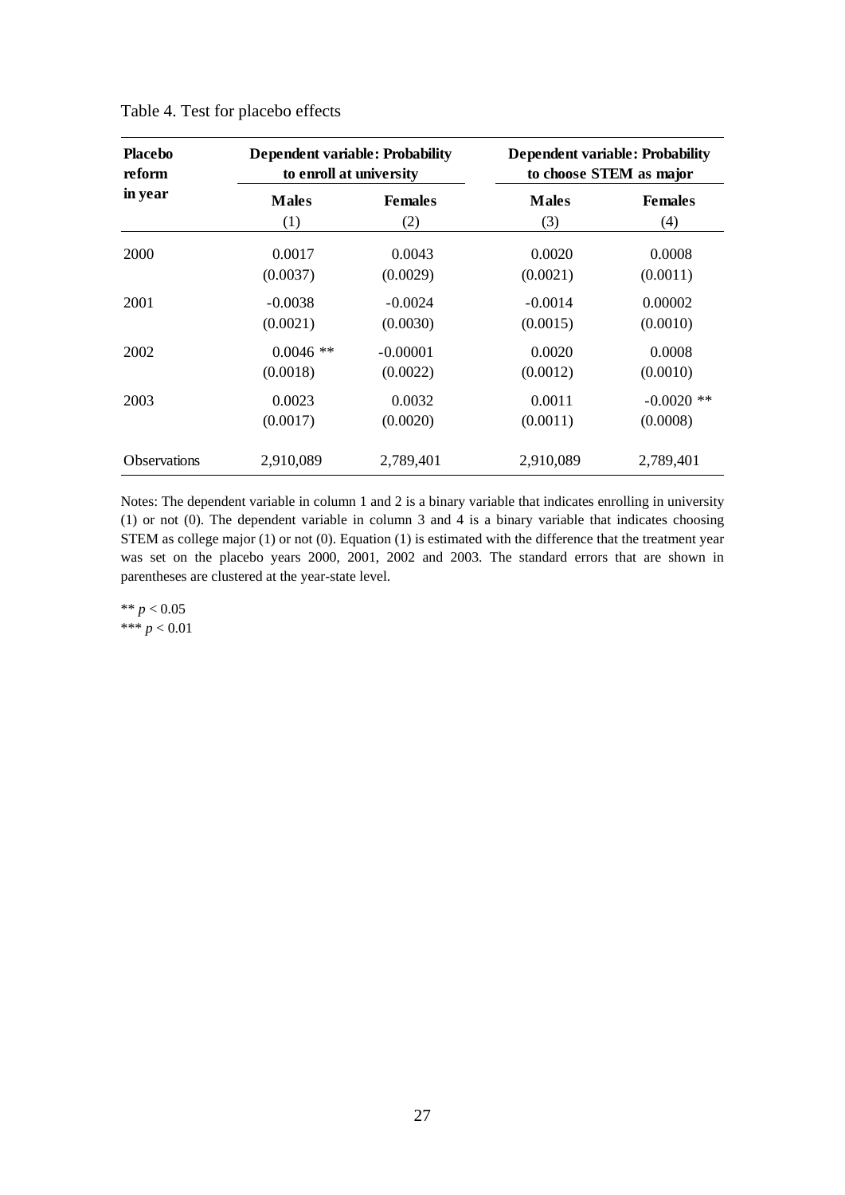Table 4. Test for placebo effects

| Placebo reform in year | Dependent variable: Probability to enroll at university | | Dependent variable: Probability to choose STEM as major | |
|---|---|---|---|---|
| | Males | Females | Males | Females |
| | (1) | (2) | (3) | (4) |
| 2000 | 0.0017 | 0.0043 | 0.0020 | 0.0008 |
| | (0.0037) | (0.0029) | (0.0021) | (0.0011) |
| 2001 | -0.0038 | -0.0024 | -0.0014 | 0.00002 |
| | (0.0021) | (0.0030) | (0.0015) | (0.0010) |
| 2002 | 0.0046 ** | -0.00001 | 0.0020 | 0.0008 |
| | (0.0018) | (0.0022) | (0.0012) | (0.0010) |
| 2003 | 0.0023 | 0.0032 | 0.0011 | -0.0020 ** |
| | (0.0017) | (0.0020) | (0.0011) | (0.0008) |
| Observations | 2,910,089 | 2,789,401 | 2,910,089 | 2,789,401 |

Notes: The dependent variable in column 1 and 2 is a binary variable that indicates enrolling in university (1) or not (0). The dependent variable in column 3 and 4 is a binary variable that indicates choosing STEM as college major (1) or not (0). Equation (1) is estimated with the difference that the treatment year was set on the placebo years 2000, 2001, 2002 and 2003. The standard errors that are shown in parentheses are clustered at the year-state level.

** $p < 0.05$
*** $p < 0.01$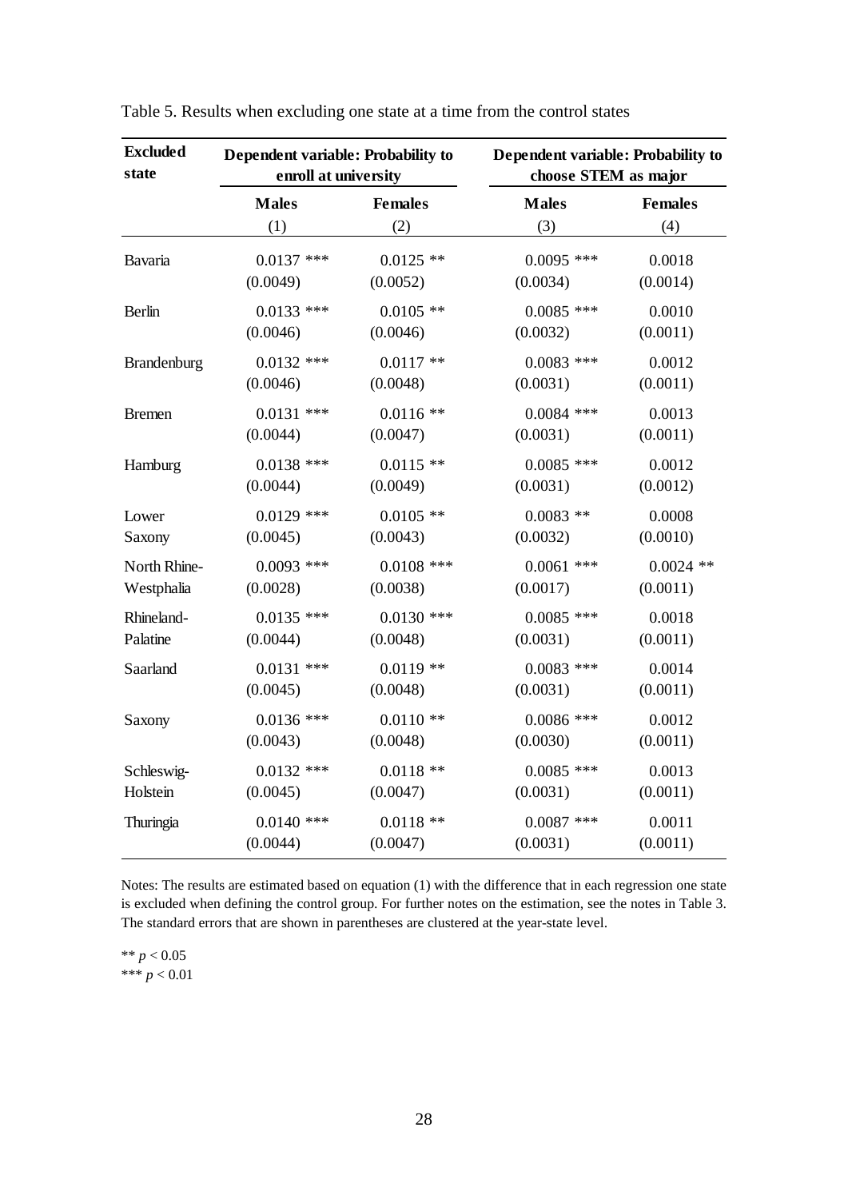Table 5. Results when excluding one state at a time from the control states

| Excluded state | Dependent variable: Probability to enroll at university | | Dependent variable: Probability to choose STEM as major | |
|---|---|---|---|---|
| | Males | Females | Males | Females |
| | (1) | (2) | (3) | (4) |
| Bavaria | 0.0137 *** | 0.0125 ** | 0.0095 *** | 0.0018 |
| | (0.0049) | (0.0052) | (0.0034) | (0.0014) |
| Berlin | 0.0133 *** | 0.0105 ** | 0.0085 *** | 0.0010 |
| | (0.0046) | (0.0046) | (0.0032) | (0.0011) |
| Brandenburg | 0.0132 *** | 0.0117 ** | 0.0083 *** | 0.0012 |
| | (0.0046) | (0.0048) | (0.0031) | (0.0011) |
| Bremen | 0.0131 *** | 0.0116 ** | 0.0084 *** | 0.0013 |
| | (0.0044) | (0.0047) | (0.0031) | (0.0011) |
| Hamburg | 0.0138 *** | 0.0115 ** | 0.0085 *** | 0.0012 |
| | (0.0044) | (0.0049) | (0.0031) | (0.0012) |
| Lower Saxony | 0.0129 *** | 0.0105 ** | 0.0083 ** | 0.0008 |
| | (0.0045) | (0.0043) | (0.0032) | (0.0010) |
| North Rhine-Westphalia | 0.0093 *** | 0.0108 *** | 0.0061 *** | 0.0024 ** |
| | (0.0028) | (0.0038) | (0.0017) | (0.0011) |
| Rhineland-Palatine | 0.0135 *** | 0.0130 *** | 0.0085 *** | 0.0018 |
| | (0.0044) | (0.0048) | (0.0031) | (0.0011) |
| Saarland | 0.0131 *** | 0.0119 ** | 0.0083 *** | 0.0014 |
| | (0.0045) | (0.0048) | (0.0031) | (0.0011) |
| Saxony | 0.0136 *** | 0.0110 ** | 0.0086 *** | 0.0012 |
| | (0.0043) | (0.0048) | (0.0030) | (0.0011) |
| Schleswig-Holstein | 0.0132 *** | 0.0118 ** | 0.0085 *** | 0.0013 |
| | (0.0045) | (0.0047) | (0.0031) | (0.0011) |
| Thuringia | 0.0140 *** | 0.0118 ** | 0.0087 *** | 0.0011 |
| | (0.0044) | (0.0047) | (0.0031) | (0.0011) |

Notes: The results are estimated based on equation (1) with the difference that in each regression one state is excluded when defining the control group. For further notes on the estimation, see the notes in Table 3. The standard errors that are shown in parentheses are clustered at the year-state level.

** $p < 0.05$
*** $p < 0.01$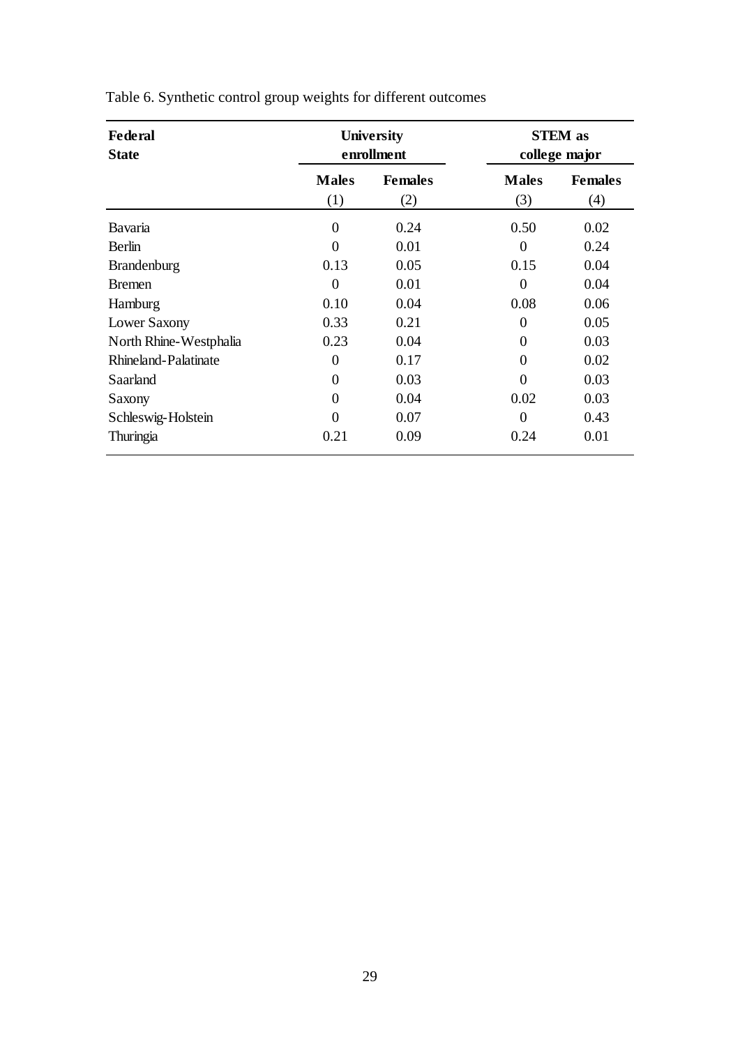Table 6. Synthetic control group weights for different outcomes

| Federal State | University enrollment | | STEM as college major | |
|---|---|---|---|---|
| | Males | Females | Males | Females |
| | (1) | (2) | (3) | (4) |
| Bavaria | 0 | 0.24 | 0.50 | 0.02 |
| Berlin | 0 | 0.01 | 0 | 0.24 |
| Brandenburg | 0.13 | 0.05 | 0.15 | 0.04 |
| Bremen | 0 | 0.01 | 0 | 0.04 |
| Hamburg | 0.10 | 0.04 | 0.08 | 0.06 |
| Lower Saxony | 0.33 | 0.21 | 0 | 0.05 |
| North Rhine-Westphalia | 0.23 | 0.04 | 0 | 0.03 |
| Rhineland-Palatinate | 0 | 0.17 | 0 | 0.02 |
| Saarland | 0 | 0.03 | 0 | 0.03 |
| Saxony | 0 | 0.04 | 0.02 | 0.03 |
| Schleswig-Holstein | 0 | 0.07 | 0 | 0.43 |
| Thuringia | 0.21 | 0.09 | 0.24 | 0.01 |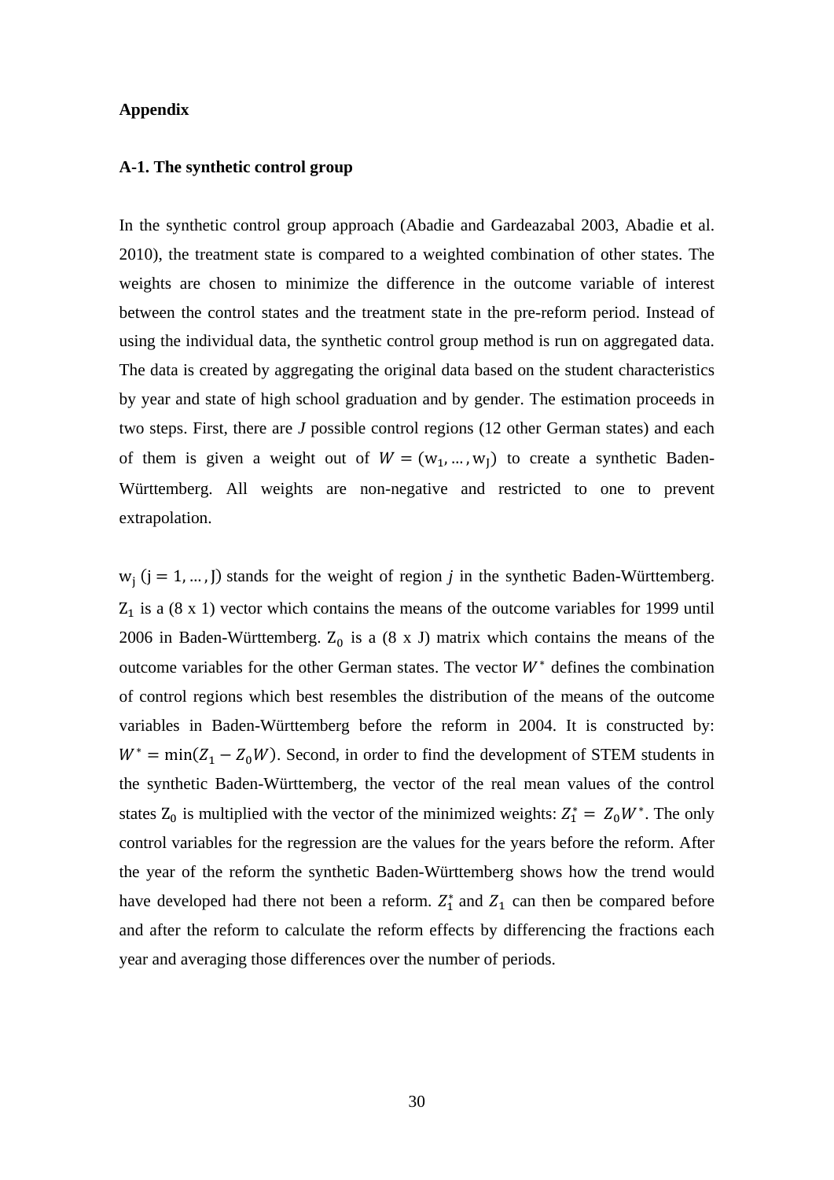## Appendix

### A-1. The synthetic control group

In the synthetic control group approach (Abadie and Gardeazabal 2003, Abadie et al. 2010), the treatment state is compared to a weighted combination of other states. The weights are chosen to minimize the difference in the outcome variable of interest between the control states and the treatment state in the pre-reform period. Instead of using the individual data, the synthetic control group method is run on aggregated data. The data is created by aggregating the original data based on the student characteristics by year and state of high school graduation and by gender. The estimation proceeds in two steps. First, there are *J* possible control regions (12 other German states) and each of them is given a weight out of $W = (\mathrm{w}_1, \ldots, \mathrm{w}_\mathrm{J})$ to create a synthetic Baden-Württemberg. All weights are non-negative and restricted to one to prevent extrapolation.

$\mathrm{w}_\mathrm{j}$ $(\mathrm{j} = 1, \ldots, \mathrm{J})$ stands for the weight of region *j* in the synthetic Baden-Württemberg. $\mathrm{Z}_1$ is a (8 x 1) vector which contains the means of the outcome variables for 1999 until 2006 in Baden-Württemberg. $\mathrm{Z}_0$ is a (8 x J) matrix which contains the means of the outcome variables for the other German states. The vector $W^*$ defines the combination of control regions which best resembles the distribution of the means of the outcome variables in Baden-Württemberg before the reform in 2004. It is constructed by: $W^* = \min(Z_1 - Z_0 W)$. Second, in order to find the development of STEM students in the synthetic Baden-Württemberg, the vector of the real mean values of the control states $\mathrm{Z}_0$ is multiplied with the vector of the minimized weights: $Z_1^* = Z_0 W^*$. The only control variables for the regression are the values for the years before the reform. After the year of the reform the synthetic Baden-Württemberg shows how the trend would have developed had there not been a reform. $Z_1^*$ and $Z_1$ can then be compared before and after the reform to calculate the reform effects by differencing the fractions each year and averaging those differences over the number of periods.